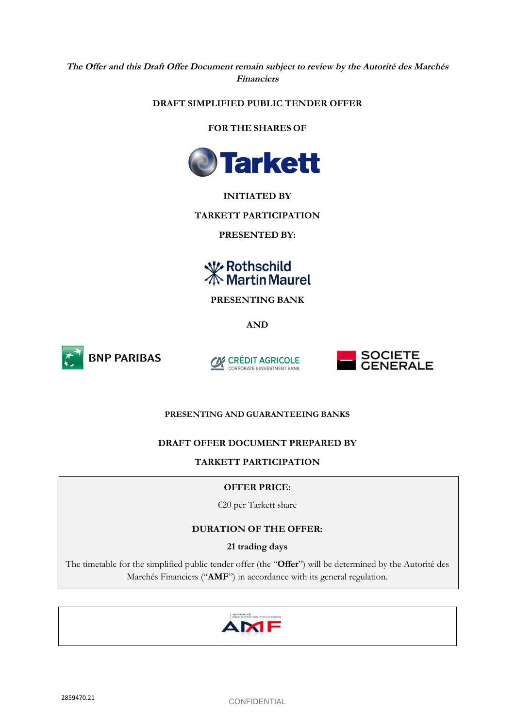***The Offer and this Draft Offer Document remain subject to review by the Autorité des Marchés Financiers***

**DRAFT SIMPLIFIED PUBLIC TENDER OFFER**

**FOR THE SHARES OF**

**Tarkett**

**INITIATED BY**

**TARKETT PARTICIPATION**

**PRESENTED BY:**

Rothschild Martin Maurel

**PRESENTING BANK**

**AND**

BNP PARIBAS | CRÉDIT AGRICOLE CORPORATE & INVESTMENT BANK | SOCIETE GENERALE

**PRESENTING AND GUARANTEEING BANKS**

**DRAFT OFFER DOCUMENT PREPARED BY**

**TARKETT PARTICIPATION**

**OFFER PRICE:**

€20 per Tarkett share

**DURATION OF THE OFFER:**

**21 trading days**

The timetable for the simplified public tender offer (the "**Offer**") will be determined by the Autorité des Marchés Financiers ("**AMF**") in accordance with its general regulation.

AMF

2859470.21

CONFIDENTIAL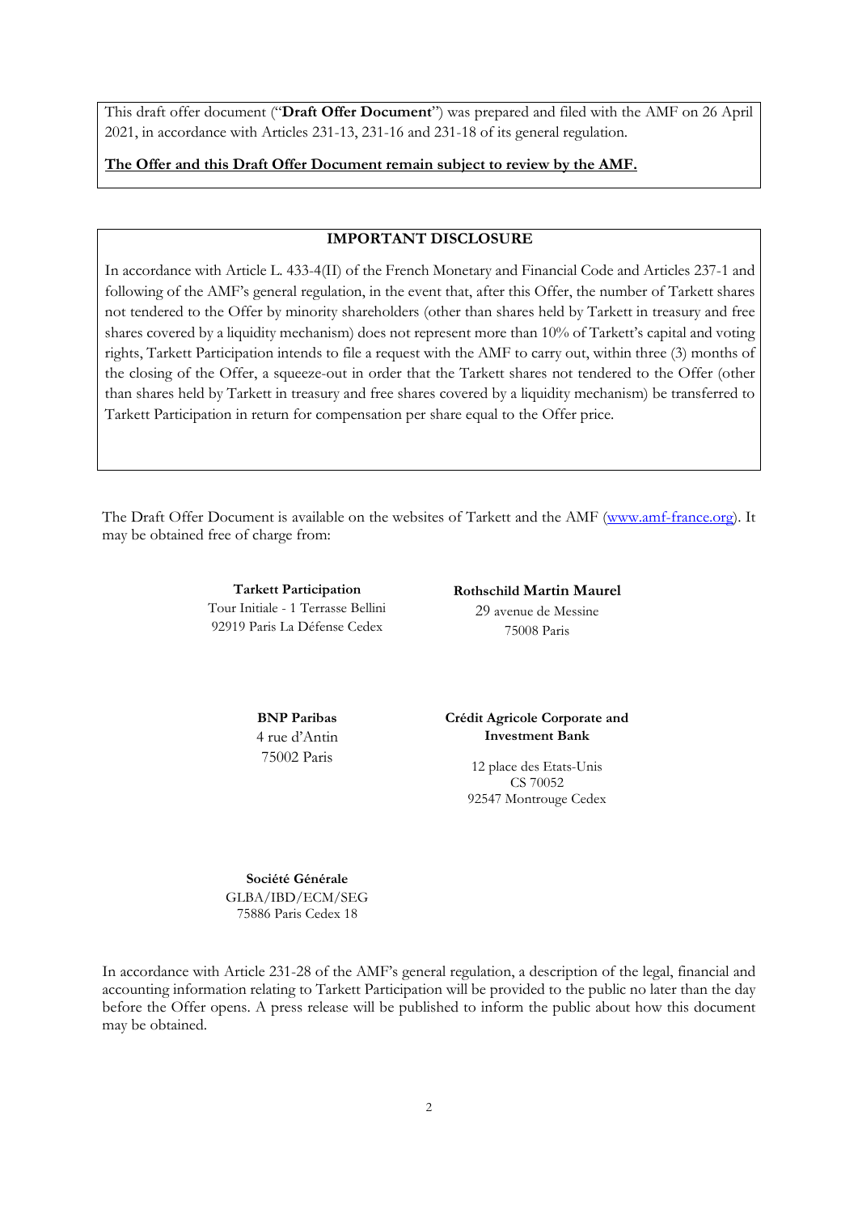This draft offer document ("**Draft Offer Document**") was prepared and filed with the AMF on 26 April 2021, in accordance with Articles 231-13, 231-16 and 231-18 of its general regulation.

**The Offer and this Draft Offer Document remain subject to review by the AMF.**

**IMPORTANT DISCLOSURE**

In accordance with Article L. 433-4(II) of the French Monetary and Financial Code and Articles 237-1 and following of the AMF's general regulation, in the event that, after this Offer, the number of Tarkett shares not tendered to the Offer by minority shareholders (other than shares held by Tarkett in treasury and free shares covered by a liquidity mechanism) does not represent more than 10% of Tarkett's capital and voting rights, Tarkett Participation intends to file a request with the AMF to carry out, within three (3) months of the closing of the Offer, a squeeze-out in order that the Tarkett shares not tendered to the Offer (other than shares held by Tarkett in treasury and free shares covered by a liquidity mechanism) be transferred to Tarkett Participation in return for compensation per share equal to the Offer price.

The Draft Offer Document is available on the websites of Tarkett and the AMF (www.amf-france.org). It may be obtained free of charge from:

**Tarkett Participation**
Tour Initiale - 1 Terrasse Bellini
92919 Paris La Défense Cedex

**Rothschild Martin Maurel**
29 avenue de Messine
75008 Paris

**BNP Paribas**
4 rue d'Antin
75002 Paris

**Crédit Agricole Corporate and Investment Bank**
12 place des Etats-Unis
CS 70052
92547 Montrouge Cedex

**Société Générale**
GLBA/IBD/ECM/SEG
75886 Paris Cedex 18

In accordance with Article 231-28 of the AMF's general regulation, a description of the legal, financial and accounting information relating to Tarkett Participation will be provided to the public no later than the day before the Offer opens. A press release will be published to inform the public about how this document may be obtained.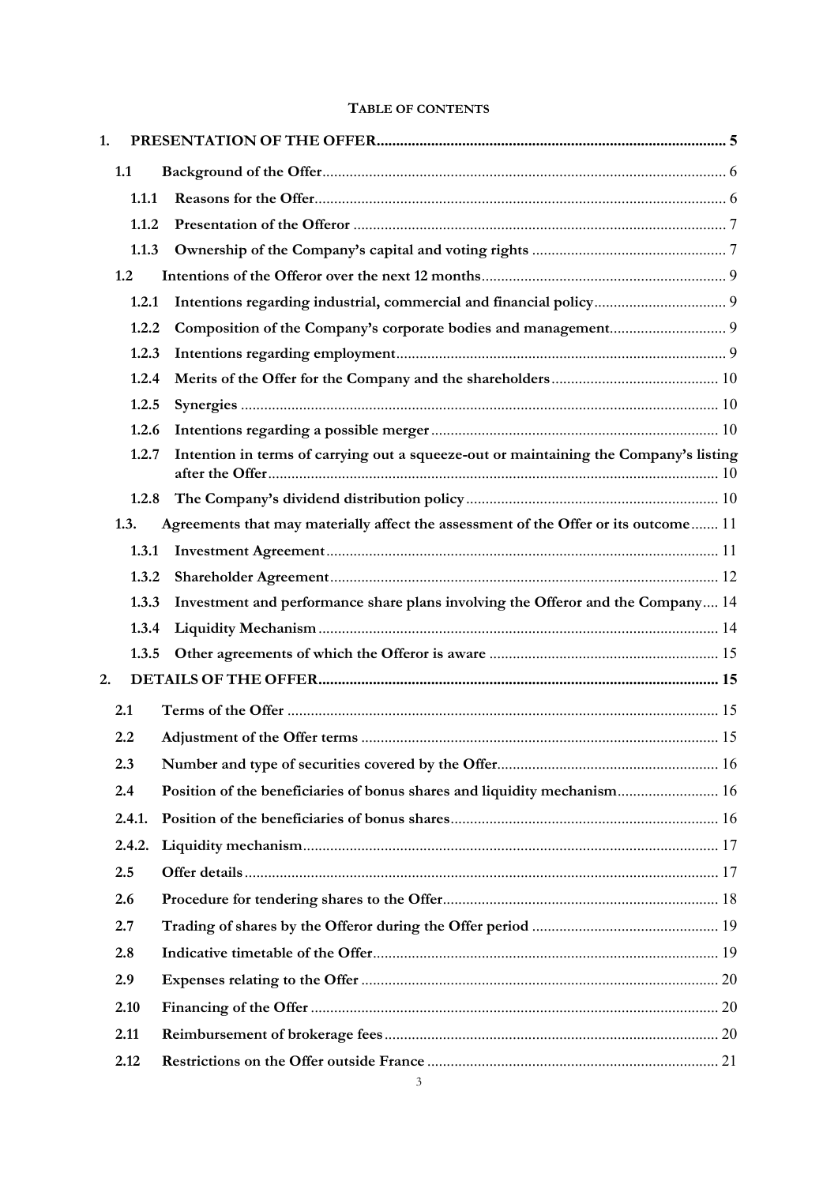**TABLE OF CONTENTS**

| | | |
|---|---|---|
| **1.** | **PRESENTATION OF THE OFFER** | **5** |
| **1.1** | **Background of the Offer** | 6 |
| **1.1.1** | **Reasons for the Offer** | 6 |
| **1.1.2** | **Presentation of the Offeror** | 7 |
| **1.1.3** | **Ownership of the Company's capital and voting rights** | 7 |
| **1.2** | **Intentions of the Offeror over the next 12 months** | 9 |
| **1.2.1** | **Intentions regarding industrial, commercial and financial policy** | 9 |
| **1.2.2** | **Composition of the Company's corporate bodies and management** | 9 |
| **1.2.3** | **Intentions regarding employment** | 9 |
| **1.2.4** | **Merits of the Offer for the Company and the shareholders** | 10 |
| **1.2.5** | **Synergies** | 10 |
| **1.2.6** | **Intentions regarding a possible merger** | 10 |
| **1.2.7** | **Intention in terms of carrying out a squeeze-out or maintaining the Company's listing after the Offer** | 10 |
| **1.2.8** | **The Company's dividend distribution policy** | 10 |
| **1.3.** | **Agreements that may materially affect the assessment of the Offer or its outcome** | 11 |
| **1.3.1** | **Investment Agreement** | 11 |
| **1.3.2** | **Shareholder Agreement** | 12 |
| **1.3.3** | **Investment and performance share plans involving the Offeror and the Company** | 14 |
| **1.3.4** | **Liquidity Mechanism** | 14 |
| **1.3.5** | **Other agreements of which the Offeror is aware** | 15 |
| **2.** | **DETAILS OF THE OFFER** | **15** |
| **2.1** | **Terms of the Offer** | 15 |
| **2.2** | **Adjustment of the Offer terms** | 15 |
| **2.3** | **Number and type of securities covered by the Offer** | 16 |
| **2.4** | **Position of the beneficiaries of bonus shares and liquidity mechanism** | 16 |
| **2.4.1.** | **Position of the beneficiaries of bonus shares** | 16 |
| **2.4.2.** | **Liquidity mechanism** | 17 |
| **2.5** | **Offer details** | 17 |
| **2.6** | **Procedure for tendering shares to the Offer** | 18 |
| **2.7** | **Trading of shares by the Offeror during the Offer period** | 19 |
| **2.8** | **Indicative timetable of the Offer** | 19 |
| **2.9** | **Expenses relating to the Offer** | 20 |
| **2.10** | **Financing of the Offer** | 20 |
| **2.11** | **Reimbursement of brokerage fees** | 20 |
| **2.12** | **Restrictions on the Offer outside France** | 21 |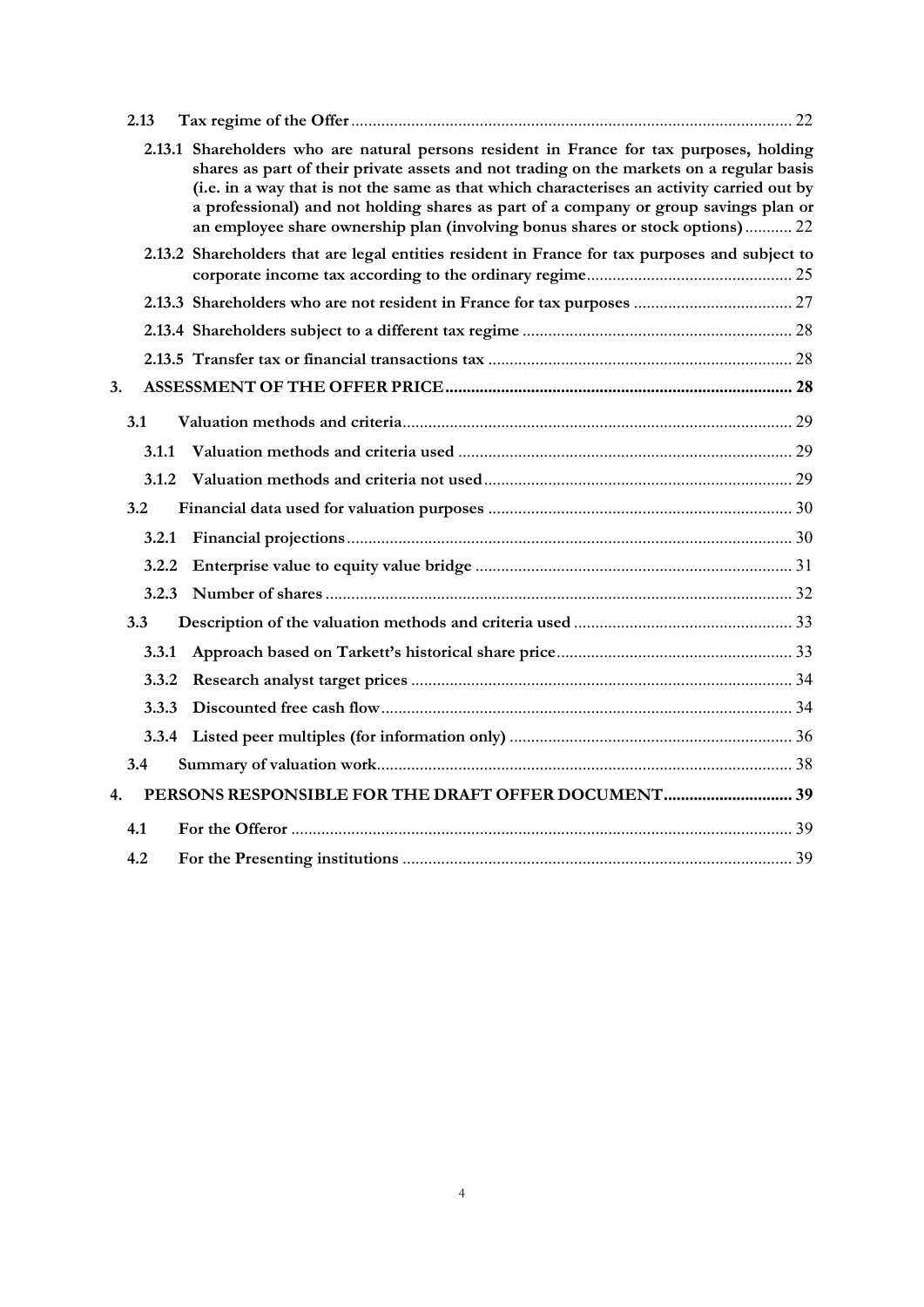| | | |
|---|---|---|
| **2.13** | **Tax regime of the Offer** | 22 |
| **2.13.1** | **Shareholders who are natural persons resident in France for tax purposes, holding shares as part of their private assets and not trading on the markets on a regular basis (i.e. in a way that is not the same as that which characterises an activity carried out by a professional) and not holding shares as part of a company or group savings plan or an employee share ownership plan (involving bonus shares or stock options)** | 22 |
| **2.13.2** | **Shareholders that are legal entities resident in France for tax purposes and subject to corporate income tax according to the ordinary regime** | 25 |
| **2.13.3** | **Shareholders who are not resident in France for tax purposes** | 27 |
| **2.13.4** | **Shareholders subject to a different tax regime** | 28 |
| **2.13.5** | **Transfer tax or financial transactions tax** | 28 |
| **3.** | **ASSESSMENT OF THE OFFER PRICE** | **28** |
| **3.1** | **Valuation methods and criteria** | 29 |
| **3.1.1** | **Valuation methods and criteria used** | 29 |
| **3.1.2** | **Valuation methods and criteria not used** | 29 |
| **3.2** | **Financial data used for valuation purposes** | 30 |
| **3.2.1** | **Financial projections** | 30 |
| **3.2.2** | **Enterprise value to equity value bridge** | 31 |
| **3.2.3** | **Number of shares** | 32 |
| **3.3** | **Description of the valuation methods and criteria used** | 33 |
| **3.3.1** | **Approach based on Tarkett's historical share price** | 33 |
| **3.3.2** | **Research analyst target prices** | 34 |
| **3.3.3** | **Discounted free cash flow** | 34 |
| **3.3.4** | **Listed peer multiples (for information only)** | 36 |
| **3.4** | **Summary of valuation work** | 38 |
| **4.** | **PERSONS RESPONSIBLE FOR THE DRAFT OFFER DOCUMENT** | **39** |
| **4.1** | **For the Offeror** | 39 |
| **4.2** | **For the Presenting institutions** | 39 |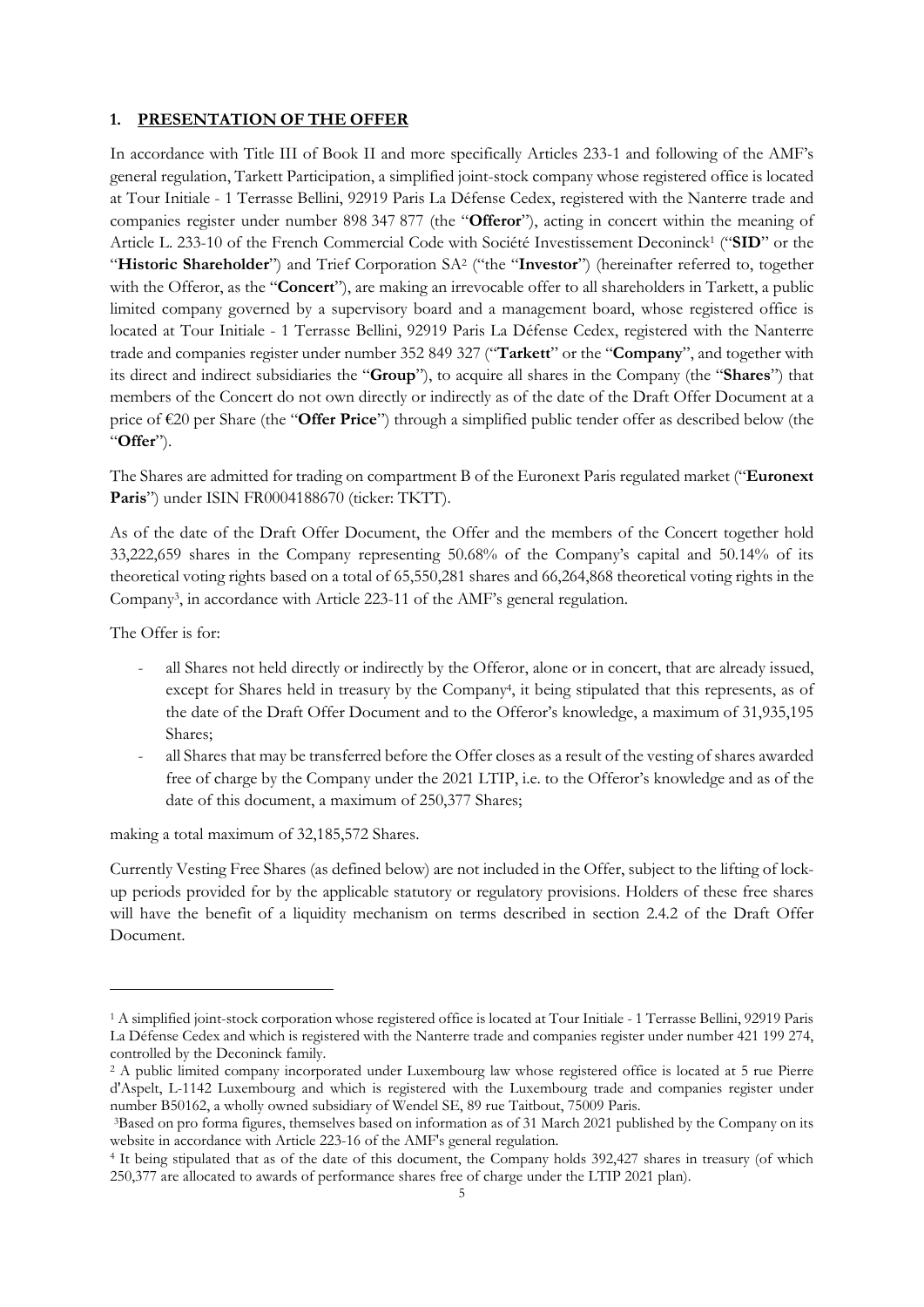## 1. PRESENTATION OF THE OFFER

In accordance with Title III of Book II and more specifically Articles 233-1 and following of the AMF's general regulation, Tarkett Participation, a simplified joint-stock company whose registered office is located at Tour Initiale - 1 Terrasse Bellini, 92919 Paris La Défense Cedex, registered with the Nanterre trade and companies register under number 898 347 877 (the "**Offeror**"), acting in concert within the meaning of Article L. 233-10 of the French Commercial Code with Société Investissement Deconinck[1] ("**SID**" or the "**Historic Shareholder**") and Trief Corporation SA[2] ("the "**Investor**") (hereinafter referred to, together with the Offeror, as the "**Concert**"), are making an irrevocable offer to all shareholders in Tarkett, a public limited company governed by a supervisory board and a management board, whose registered office is located at Tour Initiale - 1 Terrasse Bellini, 92919 Paris La Défense Cedex, registered with the Nanterre trade and companies register under number 352 849 327 ("**Tarkett**" or the "**Company**", and together with its direct and indirect subsidiaries the "**Group**"), to acquire all shares in the Company (the "**Shares**") that members of the Concert do not own directly or indirectly as of the date of the Draft Offer Document at a price of €20 per Share (the "**Offer Price**") through a simplified public tender offer as described below (the "**Offer**").

The Shares are admitted for trading on compartment B of the Euronext Paris regulated market ("**Euronext Paris**") under ISIN FR0004188670 (ticker: TKTT).

As of the date of the Draft Offer Document, the Offer and the members of the Concert together hold 33,222,659 shares in the Company representing 50.68% of the Company's capital and 50.14% of its theoretical voting rights based on a total of 65,550,281 shares and 66,264,868 theoretical voting rights in the Company[3], in accordance with Article 223-11 of the AMF's general regulation.

The Offer is for:

- all Shares not held directly or indirectly by the Offeror, alone or in concert, that are already issued, except for Shares held in treasury by the Company[4], it being stipulated that this represents, as of the date of the Draft Offer Document and to the Offeror's knowledge, a maximum of 31,935,195 Shares;
- all Shares that may be transferred before the Offer closes as a result of the vesting of shares awarded free of charge by the Company under the 2021 LTIP, i.e. to the Offeror's knowledge and as of the date of this document, a maximum of 250,377 Shares;

making a total maximum of 32,185,572 Shares.

Currently Vesting Free Shares (as defined below) are not included in the Offer, subject to the lifting of lock-up periods provided for by the applicable statutory or regulatory provisions. Holders of these free shares will have the benefit of a liquidity mechanism on terms described in section 2.4.2 of the Draft Offer Document.

---

[1] A simplified joint-stock corporation whose registered office is located at Tour Initiale - 1 Terrasse Bellini, 92919 Paris La Défense Cedex and which is registered with the Nanterre trade and companies register under number 421 199 274, controlled by the Deconinck family.

[2] A public limited company incorporated under Luxembourg law whose registered office is located at 5 rue Pierre d'Aspelt, L-1142 Luxembourg and which is registered with the Luxembourg trade and companies register under number B50162, a wholly owned subsidiary of Wendel SE, 89 rue Taitbout, 75009 Paris.

[3] Based on pro forma figures, themselves based on information as of 31 March 2021 published by the Company on its website in accordance with Article 223-16 of the AMF's general regulation.

[4] It being stipulated that as of the date of this document, the Company holds 392,427 shares in treasury (of which 250,377 are allocated to awards of performance shares free of charge under the LTIP 2021 plan).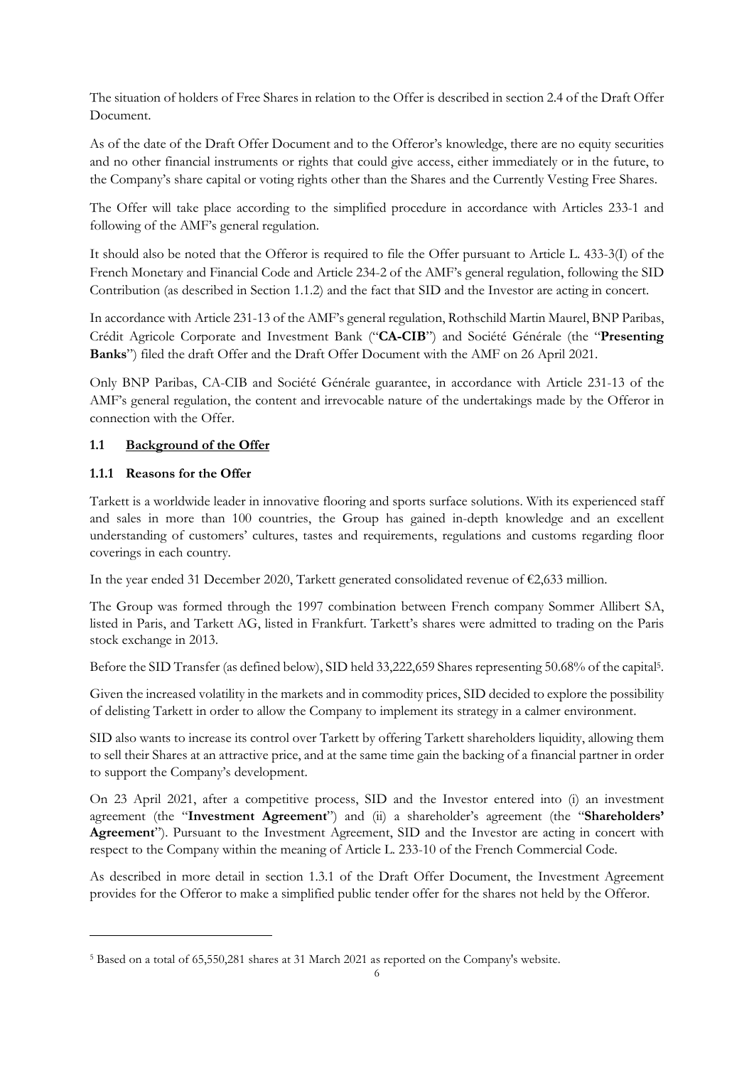The situation of holders of Free Shares in relation to the Offer is described in section 2.4 of the Draft Offer Document.

As of the date of the Draft Offer Document and to the Offeror's knowledge, there are no equity securities and no other financial instruments or rights that could give access, either immediately or in the future, to the Company's share capital or voting rights other than the Shares and the Currently Vesting Free Shares.

The Offer will take place according to the simplified procedure in accordance with Articles 233-1 and following of the AMF's general regulation.

It should also be noted that the Offeror is required to file the Offer pursuant to Article L. 433-3(I) of the French Monetary and Financial Code and Article 234-2 of the AMF's general regulation, following the SID Contribution (as described in Section 1.1.2) and the fact that SID and the Investor are acting in concert.

In accordance with Article 231-13 of the AMF's general regulation, Rothschild Martin Maurel, BNP Paribas, Crédit Agricole Corporate and Investment Bank ("**CA-CIB**") and Société Générale (the "**Presenting Banks**") filed the draft Offer and the Draft Offer Document with the AMF on 26 April 2021.

Only BNP Paribas, CA-CIB and Société Générale guarantee, in accordance with Article 231-13 of the AMF's general regulation, the content and irrevocable nature of the undertakings made by the Offeror in connection with the Offer.

## 1.1 Background of the Offer

### 1.1.1 Reasons for the Offer

Tarkett is a worldwide leader in innovative flooring and sports surface solutions. With its experienced staff and sales in more than 100 countries, the Group has gained in-depth knowledge and an excellent understanding of customers' cultures, tastes and requirements, regulations and customs regarding floor coverings in each country.

In the year ended 31 December 2020, Tarkett generated consolidated revenue of €2,633 million.

The Group was formed through the 1997 combination between French company Sommer Allibert SA, listed in Paris, and Tarkett AG, listed in Frankfurt. Tarkett's shares were admitted to trading on the Paris stock exchange in 2013.

Before the SID Transfer (as defined below), SID held 33,222,659 Shares representing 50.68% of the capital[5].

Given the increased volatility in the markets and in commodity prices, SID decided to explore the possibility of delisting Tarkett in order to allow the Company to implement its strategy in a calmer environment.

SID also wants to increase its control over Tarkett by offering Tarkett shareholders liquidity, allowing them to sell their Shares at an attractive price, and at the same time gain the backing of a financial partner in order to support the Company's development.

On 23 April 2021, after a competitive process, SID and the Investor entered into (i) an investment agreement (the "**Investment Agreement**") and (ii) a shareholder's agreement (the "**Shareholders' Agreement**"). Pursuant to the Investment Agreement, SID and the Investor are acting in concert with respect to the Company within the meaning of Article L. 233-10 of the French Commercial Code.

As described in more detail in section 1.3.1 of the Draft Offer Document, the Investment Agreement provides for the Offeror to make a simplified public tender offer for the shares not held by the Offeror.

[5] Based on a total of 65,550,281 shares at 31 March 2021 as reported on the Company's website.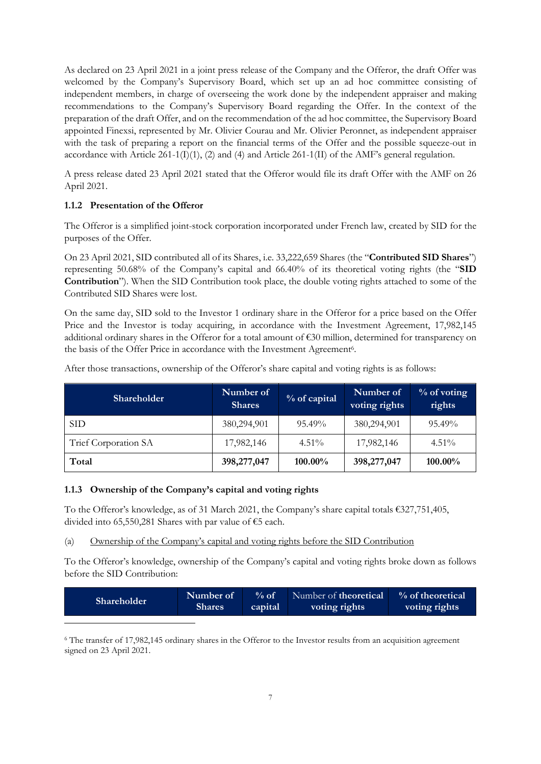As declared on 23 April 2021 in a joint press release of the Company and the Offeror, the draft Offer was welcomed by the Company's Supervisory Board, which set up an ad hoc committee consisting of independent members, in charge of overseeing the work done by the independent appraiser and making recommendations to the Company's Supervisory Board regarding the Offer. In the context of the preparation of the draft Offer, and on the recommendation of the ad hoc committee, the Supervisory Board appointed Finexsi, represented by Mr. Olivier Courau and Mr. Olivier Peronnet, as independent appraiser with the task of preparing a report on the financial terms of the Offer and the possible squeeze-out in accordance with Article 261-1(I)(1), (2) and (4) and Article 261-1(II) of the AMF's general regulation.

A press release dated 23 April 2021 stated that the Offeror would file its draft Offer with the AMF on 26 April 2021.

### 1.1.2 Presentation of the Offeror

The Offeror is a simplified joint-stock corporation incorporated under French law, created by SID for the purposes of the Offer.

On 23 April 2021, SID contributed all of its Shares, i.e. 33,222,659 Shares (the "**Contributed SID Shares**") representing 50.68% of the Company's capital and 66.40% of its theoretical voting rights (the "**SID Contribution**"). When the SID Contribution took place, the double voting rights attached to some of the Contributed SID Shares were lost.

On the same day, SID sold to the Investor 1 ordinary share in the Offeror for a price based on the Offer Price and the Investor is today acquiring, in accordance with the Investment Agreement, 17,982,145 additional ordinary shares in the Offeror for a total amount of €30 million, determined for transparency on the basis of the Offer Price in accordance with the Investment Agreement[6].

After those transactions, ownership of the Offeror's share capital and voting rights is as follows:

| Shareholder | Number of Shares | % of capital | Number of voting rights | % of voting rights |
|---|---|---|---|---|
| SID | 380,294,901 | 95.49% | 380,294,901 | 95.49% |
| Trief Corporation SA | 17,982,146 | 4.51% | 17,982,146 | 4.51% |
| **Total** | **398,277,047** | **100.00%** | **398,277,047** | **100.00%** |

### 1.1.3 Ownership of the Company's capital and voting rights

To the Offeror's knowledge, as of 31 March 2021, the Company's share capital totals €327,751,405, divided into 65,550,281 Shares with par value of €5 each.

(a) Ownership of the Company's capital and voting rights before the SID Contribution

To the Offeror's knowledge, ownership of the Company's capital and voting rights broke down as follows before the SID Contribution:

| Shareholder | Number of Shares | % of capital | Number of theoretical voting rights | % of theoretical voting rights |
|---|---|---|---|---|

[6] The transfer of 17,982,145 ordinary shares in the Offeror to the Investor results from an acquisition agreement signed on 23 April 2021.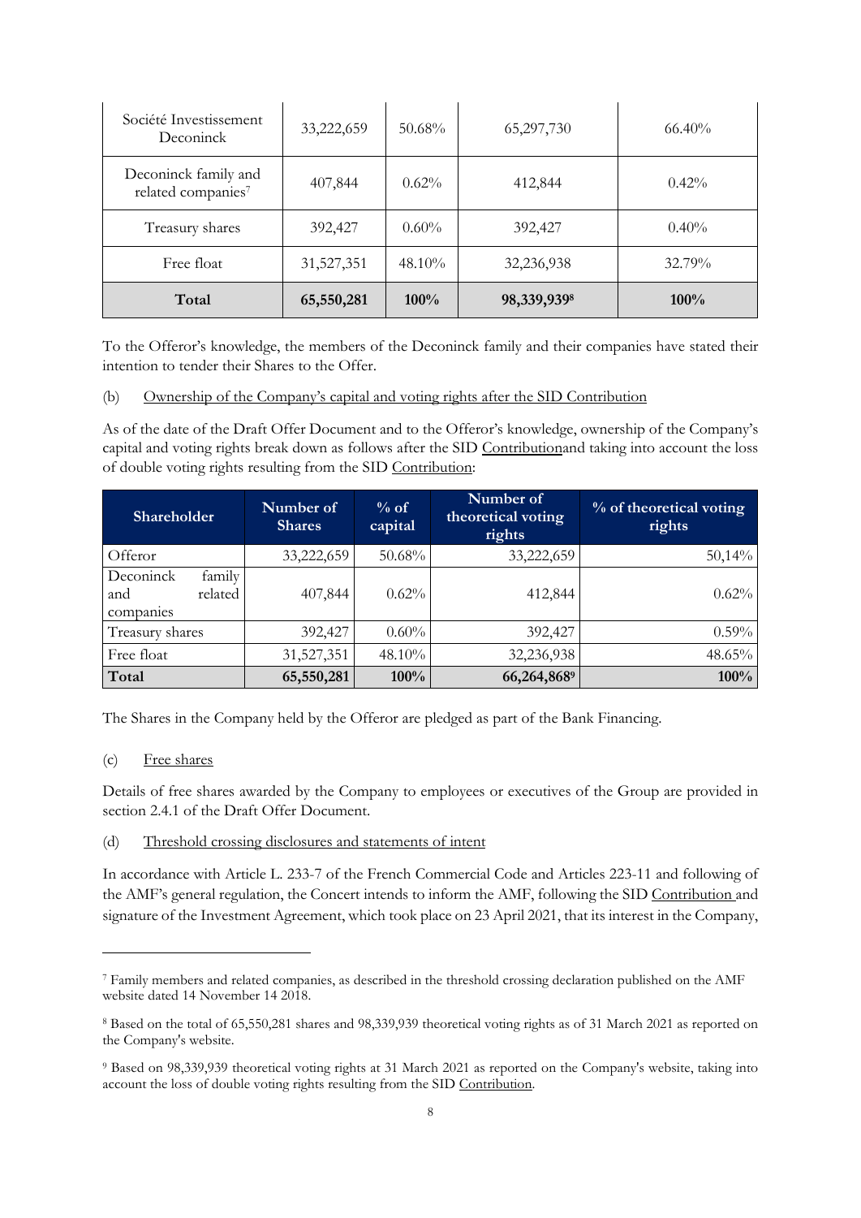| Société Investissement Deconinck | 33,222,659 | 50.68% | 65,297,730 | 66.40% |
|---|---|---|---|---|
| Deconinck family and related companies[7] | 407,844 | 0.62% | 412,844 | 0.42% |
| Treasury shares | 392,427 | 0.60% | 392,427 | 0.40% |
| Free float | 31,527,351 | 48.10% | 32,236,938 | 32.79% |
| **Total** | **65,550,281** | **100%** | **98,339,939**[8] | **100%** |

To the Offeror's knowledge, the members of the Deconinck family and their companies have stated their intention to tender their Shares to the Offer.

(b) Ownership of the Company's capital and voting rights after the SID Contribution

As of the date of the Draft Offer Document and to the Offeror's knowledge, ownership of the Company's capital and voting rights break down as follows after the SID Contributionand taking into account the loss of double voting rights resulting from the SID Contribution:

| Shareholder | Number of Shares | % of capital | Number of theoretical voting rights | % of theoretical voting rights |
|---|---|---|---|---|
| Offeror | 33,222,659 | 50.68% | 33,222,659 | 50,14% |
| Deconinck family and related companies | 407,844 | 0.62% | 412,844 | 0.62% |
| Treasury shares | 392,427 | 0.60% | 392,427 | 0.59% |
| Free float | 31,527,351 | 48.10% | 32,236,938 | 48.65% |
| **Total** | **65,550,281** | **100%** | **66,264,868**[9] | **100%** |

The Shares in the Company held by the Offeror are pledged as part of the Bank Financing.

(c) Free shares

Details of free shares awarded by the Company to employees or executives of the Group are provided in section 2.4.1 of the Draft Offer Document.

(d) Threshold crossing disclosures and statements of intent

In accordance with Article L. 233-7 of the French Commercial Code and Articles 223-11 and following of the AMF's general regulation, the Concert intends to inform the AMF, following the SID Contribution and signature of the Investment Agreement, which took place on 23 April 2021, that its interest in the Company,

---

[7] Family members and related companies, as described in the threshold crossing declaration published on the AMF website dated 14 November 14 2018.

[8] Based on the total of 65,550,281 shares and 98,339,939 theoretical voting rights as of 31 March 2021 as reported on the Company's website.

[9] Based on 98,339,939 theoretical voting rights at 31 March 2021 as reported on the Company's website, taking into account the loss of double voting rights resulting from the SID Contribution.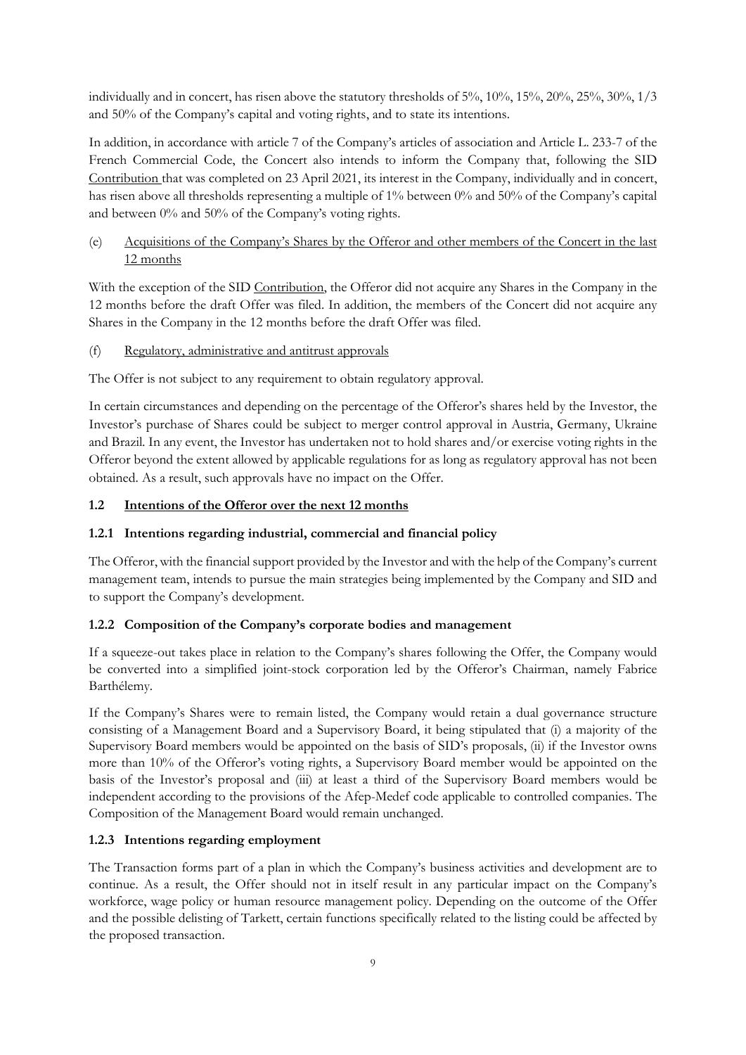individually and in concert, has risen above the statutory thresholds of 5%, 10%, 15%, 20%, 25%, 30%, 1/3 and 50% of the Company's capital and voting rights, and to state its intentions.

In addition, in accordance with article 7 of the Company's articles of association and Article L. 233-7 of the French Commercial Code, the Concert also intends to inform the Company that, following the SID Contribution that was completed on 23 April 2021, its interest in the Company, individually and in concert, has risen above all thresholds representing a multiple of 1% between 0% and 50% of the Company's capital and between 0% and 50% of the Company's voting rights.

(e) Acquisitions of the Company's Shares by the Offeror and other members of the Concert in the last 12 months

With the exception of the SID Contribution, the Offeror did not acquire any Shares in the Company in the 12 months before the draft Offer was filed. In addition, the members of the Concert did not acquire any Shares in the Company in the 12 months before the draft Offer was filed.

(f) Regulatory, administrative and antitrust approvals

The Offer is not subject to any requirement to obtain regulatory approval.

In certain circumstances and depending on the percentage of the Offeror's shares held by the Investor, the Investor's purchase of Shares could be subject to merger control approval in Austria, Germany, Ukraine and Brazil. In any event, the Investor has undertaken not to hold shares and/or exercise voting rights in the Offeror beyond the extent allowed by applicable regulations for as long as regulatory approval has not been obtained. As a result, such approvals have no impact on the Offer.

## 1.2 Intentions of the Offeror over the next 12 months

### 1.2.1 Intentions regarding industrial, commercial and financial policy

The Offeror, with the financial support provided by the Investor and with the help of the Company's current management team, intends to pursue the main strategies being implemented by the Company and SID and to support the Company's development.

### 1.2.2 Composition of the Company's corporate bodies and management

If a squeeze-out takes place in relation to the Company's shares following the Offer, the Company would be converted into a simplified joint-stock corporation led by the Offeror's Chairman, namely Fabrice Barthélemy.

If the Company's Shares were to remain listed, the Company would retain a dual governance structure consisting of a Management Board and a Supervisory Board, it being stipulated that (i) a majority of the Supervisory Board members would be appointed on the basis of SID's proposals, (ii) if the Investor owns more than 10% of the Offeror's voting rights, a Supervisory Board member would be appointed on the basis of the Investor's proposal and (iii) at least a third of the Supervisory Board members would be independent according to the provisions of the Afep-Medef code applicable to controlled companies. The Composition of the Management Board would remain unchanged.

### 1.2.3 Intentions regarding employment

The Transaction forms part of a plan in which the Company's business activities and development are to continue. As a result, the Offer should not in itself result in any particular impact on the Company's workforce, wage policy or human resource management policy. Depending on the outcome of the Offer and the possible delisting of Tarkett, certain functions specifically related to the listing could be affected by the proposed transaction.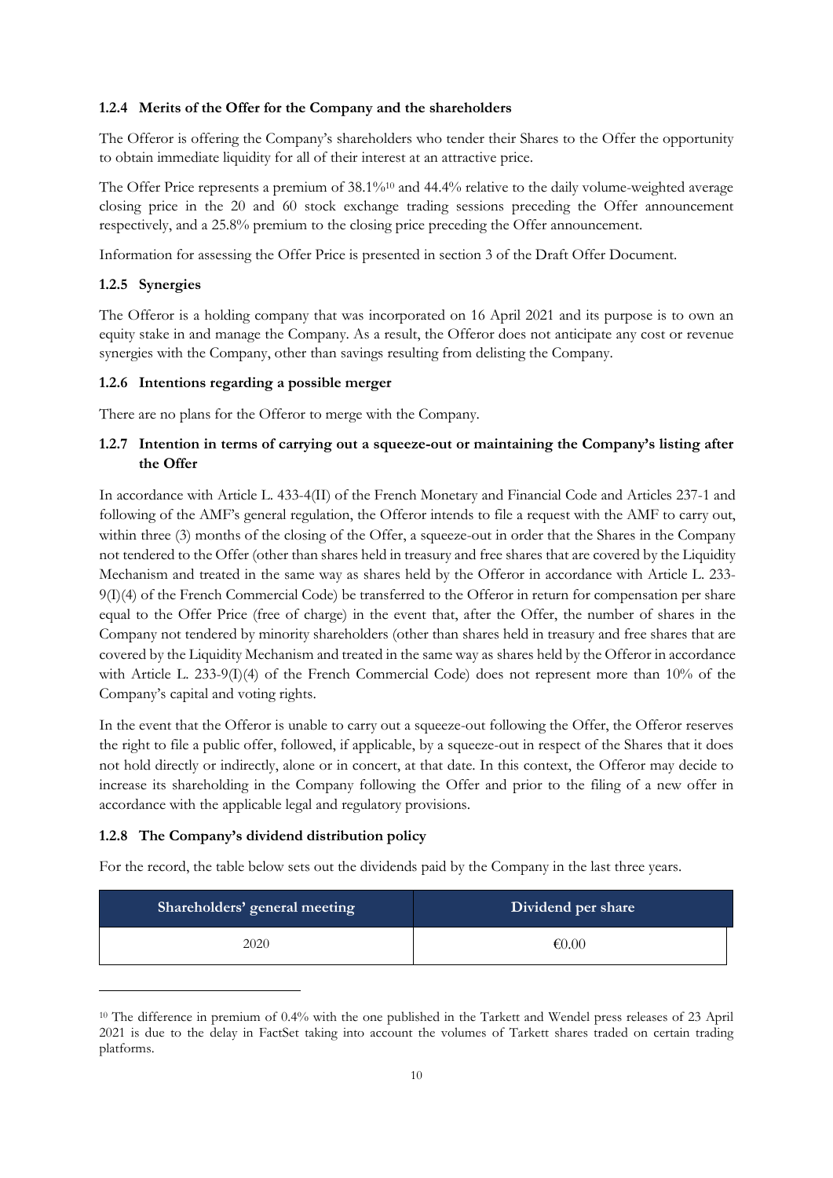### 1.2.4 Merits of the Offer for the Company and the shareholders

The Offeror is offering the Company's shareholders who tender their Shares to the Offer the opportunity to obtain immediate liquidity for all of their interest at an attractive price.

The Offer Price represents a premium of 38.1%[10] and 44.4% relative to the daily volume-weighted average closing price in the 20 and 60 stock exchange trading sessions preceding the Offer announcement respectively, and a 25.8% premium to the closing price preceding the Offer announcement.

Information for assessing the Offer Price is presented in section 3 of the Draft Offer Document.

### 1.2.5 Synergies

The Offeror is a holding company that was incorporated on 16 April 2021 and its purpose is to own an equity stake in and manage the Company. As a result, the Offeror does not anticipate any cost or revenue synergies with the Company, other than savings resulting from delisting the Company.

### 1.2.6 Intentions regarding a possible merger

There are no plans for the Offeror to merge with the Company.

### 1.2.7 Intention in terms of carrying out a squeeze-out or maintaining the Company's listing after the Offer

In accordance with Article L. 433-4(II) of the French Monetary and Financial Code and Articles 237-1 and following of the AMF's general regulation, the Offeror intends to file a request with the AMF to carry out, within three (3) months of the closing of the Offer, a squeeze-out in order that the Shares in the Company not tendered to the Offer (other than shares held in treasury and free shares that are covered by the Liquidity Mechanism and treated in the same way as shares held by the Offeror in accordance with Article L. 233-9(I)(4) of the French Commercial Code) be transferred to the Offeror in return for compensation per share equal to the Offer Price (free of charge) in the event that, after the Offer, the number of shares in the Company not tendered by minority shareholders (other than shares held in treasury and free shares that are covered by the Liquidity Mechanism and treated in the same way as shares held by the Offeror in accordance with Article L. 233-9(I)(4) of the French Commercial Code) does not represent more than 10% of the Company's capital and voting rights.

In the event that the Offeror is unable to carry out a squeeze-out following the Offer, the Offeror reserves the right to file a public offer, followed, if applicable, by a squeeze-out in respect of the Shares that it does not hold directly or indirectly, alone or in concert, at that date. In this context, the Offeror may decide to increase its shareholding in the Company following the Offer and prior to the filing of a new offer in accordance with the applicable legal and regulatory provisions.

### 1.2.8 The Company's dividend distribution policy

For the record, the table below sets out the dividends paid by the Company in the last three years.

| Shareholders' general meeting | Dividend per share |
|---|---|
| 2020 | €0.00 |

[10] The difference in premium of 0.4% with the one published in the Tarkett and Wendel press releases of 23 April 2021 is due to the delay in FactSet taking into account the volumes of Tarkett shares traded on certain trading platforms.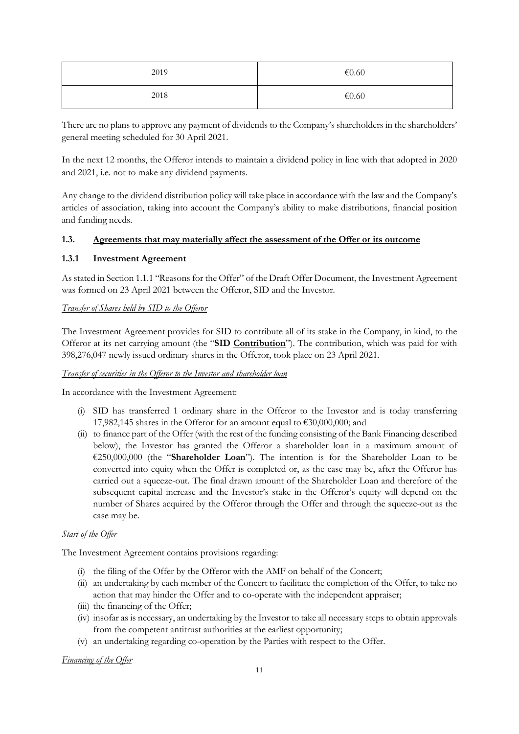| 2019 | €0.60 |
|---|---|
| 2018 | €0.60 |

There are no plans to approve any payment of dividends to the Company's shareholders in the shareholders' general meeting scheduled for 30 April 2021.

In the next 12 months, the Offeror intends to maintain a dividend policy in line with that adopted in 2020 and 2021, i.e. not to make any dividend payments.

Any change to the dividend distribution policy will take place in accordance with the law and the Company's articles of association, taking into account the Company's ability to make distributions, financial position and funding needs.

## 1.3. Agreements that may materially affect the assessment of the Offer or its outcome

### 1.3.1 Investment Agreement

As stated in Section 1.1.1 "Reasons for the Offer" of the Draft Offer Document, the Investment Agreement was formed on 23 April 2021 between the Offeror, SID and the Investor.

*Transfer of Shares held by SID to the Offeror*

The Investment Agreement provides for SID to contribute all of its stake in the Company, in kind, to the Offeror at its net carrying amount (the "**SID Contribution**"). The contribution, which was paid for with 398,276,047 newly issued ordinary shares in the Offeror, took place on 23 April 2021.

*Transfer of securities in the Offeror to the Investor and shareholder loan*

In accordance with the Investment Agreement:

(i) SID has transferred 1 ordinary share in the Offeror to the Investor and is today transferring 17,982,145 shares in the Offeror for an amount equal to €30,000,000; and
(ii) to finance part of the Offer (with the rest of the funding consisting of the Bank Financing described below), the Investor has granted the Offeror a shareholder loan in a maximum amount of €250,000,000 (the "**Shareholder Loan**"). The intention is for the Shareholder Loan to be converted into equity when the Offer is completed or, as the case may be, after the Offeror has carried out a squeeze-out. The final drawn amount of the Shareholder Loan and therefore of the subsequent capital increase and the Investor's stake in the Offeror's equity will depend on the number of Shares acquired by the Offeror through the Offer and through the squeeze-out as the case may be.

*Start of the Offer*

The Investment Agreement contains provisions regarding:

(i) the filing of the Offer by the Offeror with the AMF on behalf of the Concert;
(ii) an undertaking by each member of the Concert to facilitate the completion of the Offer, to take no action that may hinder the Offer and to co-operate with the independent appraiser;
(iii) the financing of the Offer;
(iv) insofar as is necessary, an undertaking by the Investor to take all necessary steps to obtain approvals from the competent antitrust authorities at the earliest opportunity;
(v) an undertaking regarding co-operation by the Parties with respect to the Offer.

*Financing of the Offer*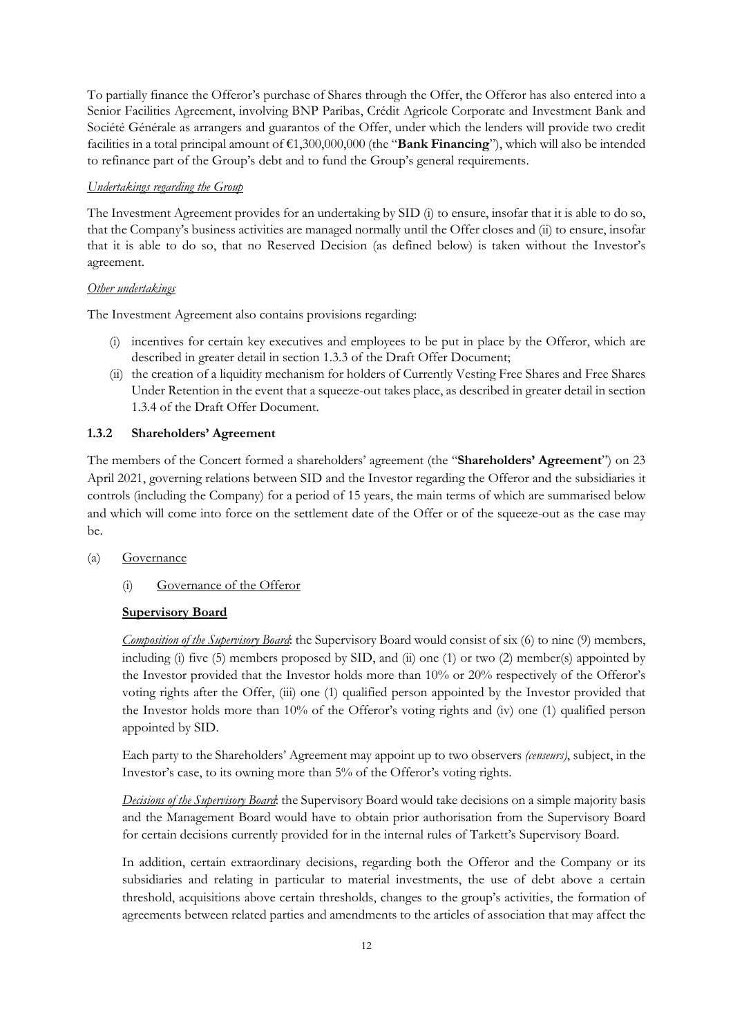To partially finance the Offeror's purchase of Shares through the Offer, the Offeror has also entered into a Senior Facilities Agreement, involving BNP Paribas, Crédit Agricole Corporate and Investment Bank and Société Générale as arrangers and guarantos of the Offer, under which the lenders will provide two credit facilities in a total principal amount of €1,300,000,000 (the "**Bank Financing**"), which will also be intended to refinance part of the Group's debt and to fund the Group's general requirements.

*Undertakings regarding the Group*

The Investment Agreement provides for an undertaking by SID (i) to ensure, insofar that it is able to do so, that the Company's business activities are managed normally until the Offer closes and (ii) to ensure, insofar that it is able to do so, that no Reserved Decision (as defined below) is taken without the Investor's agreement.

*Other undertakings*

The Investment Agreement also contains provisions regarding:

(i) incentives for certain key executives and employees to be put in place by the Offeror, which are described in greater detail in section 1.3.3 of the Draft Offer Document;

(ii) the creation of a liquidity mechanism for holders of Currently Vesting Free Shares and Free Shares Under Retention in the event that a squeeze-out takes place, as described in greater detail in section 1.3.4 of the Draft Offer Document.

### 1.3.2 Shareholders' Agreement

The members of the Concert formed a shareholders' agreement (the "**Shareholders' Agreement**") on 23 April 2021, governing relations between SID and the Investor regarding the Offeror and the subsidiaries it controls (including the Company) for a period of 15 years, the main terms of which are summarised below and which will come into force on the settlement date of the Offer or of the squeeze-out as the case may be.

(a) Governance

(i) Governance of the Offeror

**Supervisory Board**

*Composition of the Supervisory Board*: the Supervisory Board would consist of six (6) to nine (9) members, including (i) five (5) members proposed by SID, and (ii) one (1) or two (2) member(s) appointed by the Investor provided that the Investor holds more than 10% or 20% respectively of the Offeror's voting rights after the Offer, (iii) one (1) qualified person appointed by the Investor provided that the Investor holds more than 10% of the Offeror's voting rights and (iv) one (1) qualified person appointed by SID.

Each party to the Shareholders' Agreement may appoint up to two observers *(censeurs)*, subject, in the Investor's case, to its owning more than 5% of the Offeror's voting rights.

*Decisions of the Supervisory Board*: the Supervisory Board would take decisions on a simple majority basis and the Management Board would have to obtain prior authorisation from the Supervisory Board for certain decisions currently provided for in the internal rules of Tarkett's Supervisory Board.

In addition, certain extraordinary decisions, regarding both the Offeror and the Company or its subsidiaries and relating in particular to material investments, the use of debt above a certain threshold, acquisitions above certain thresholds, changes to the group's activities, the formation of agreements between related parties and amendments to the articles of association that may affect the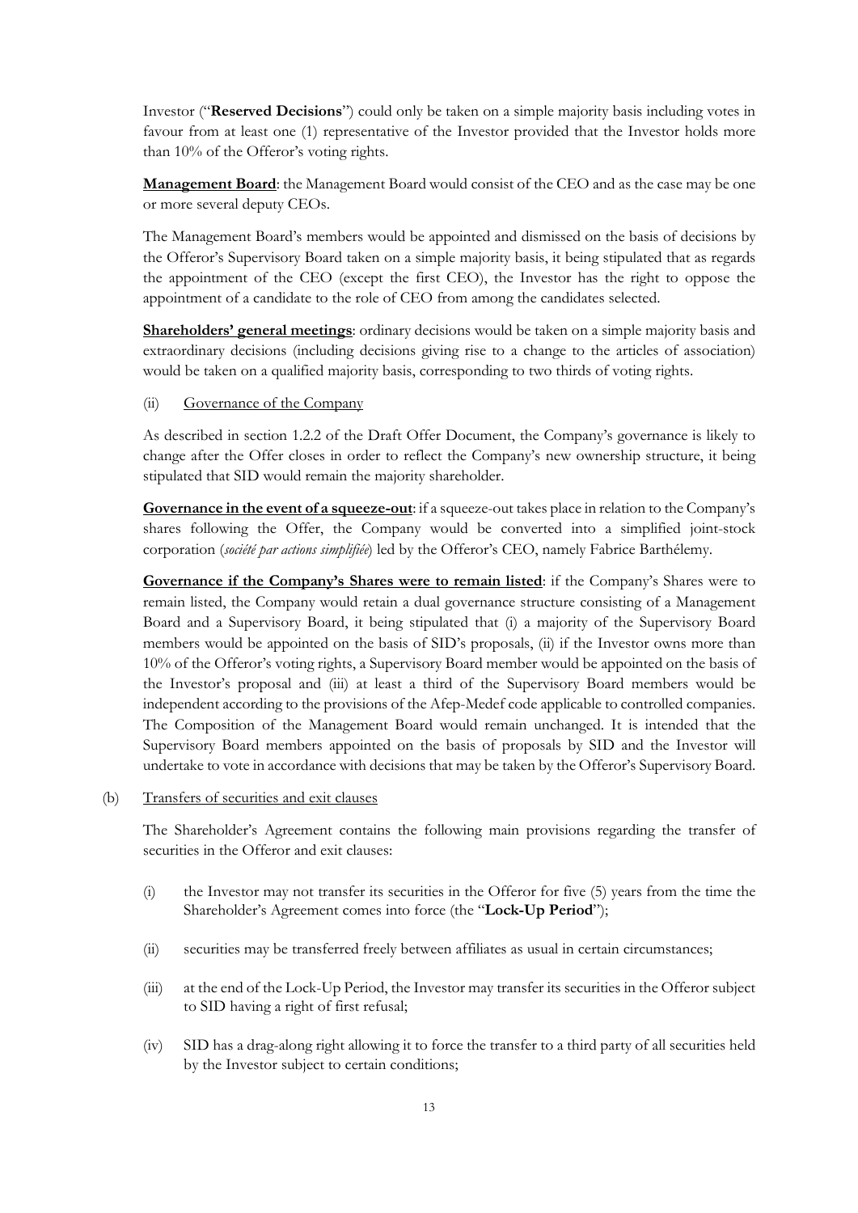Investor ("**Reserved Decisions**") could only be taken on a simple majority basis including votes in favour from at least one (1) representative of the Investor provided that the Investor holds more than 10% of the Offeror's voting rights.

**Management Board**: the Management Board would consist of the CEO and as the case may be one or more several deputy CEOs.

The Management Board's members would be appointed and dismissed on the basis of decisions by the Offeror's Supervisory Board taken on a simple majority basis, it being stipulated that as regards the appointment of the CEO (except the first CEO), the Investor has the right to oppose the appointment of a candidate to the role of CEO from among the candidates selected.

**Shareholders' general meetings**: ordinary decisions would be taken on a simple majority basis and extraordinary decisions (including decisions giving rise to a change to the articles of association) would be taken on a qualified majority basis, corresponding to two thirds of voting rights.

(ii) Governance of the Company

As described in section 1.2.2 of the Draft Offer Document, the Company's governance is likely to change after the Offer closes in order to reflect the Company's new ownership structure, it being stipulated that SID would remain the majority shareholder.

**Governance in the event of a squeeze-out**: if a squeeze-out takes place in relation to the Company's shares following the Offer, the Company would be converted into a simplified joint-stock corporation (*société par actions simplifiée*) led by the Offeror's CEO, namely Fabrice Barthélemy.

**Governance if the Company's Shares were to remain listed**: if the Company's Shares were to remain listed, the Company would retain a dual governance structure consisting of a Management Board and a Supervisory Board, it being stipulated that (i) a majority of the Supervisory Board members would be appointed on the basis of SID's proposals, (ii) if the Investor owns more than 10% of the Offeror's voting rights, a Supervisory Board member would be appointed on the basis of the Investor's proposal and (iii) at least a third of the Supervisory Board members would be independent according to the provisions of the Afep-Medef code applicable to controlled companies. The Composition of the Management Board would remain unchanged. It is intended that the Supervisory Board members appointed on the basis of proposals by SID and the Investor will undertake to vote in accordance with decisions that may be taken by the Offeror's Supervisory Board.

(b) Transfers of securities and exit clauses

The Shareholder's Agreement contains the following main provisions regarding the transfer of securities in the Offeror and exit clauses:

(i) the Investor may not transfer its securities in the Offeror for five (5) years from the time the Shareholder's Agreement comes into force (the "**Lock-Up Period**");

(ii) securities may be transferred freely between affiliates as usual in certain circumstances;

(iii) at the end of the Lock-Up Period, the Investor may transfer its securities in the Offeror subject to SID having a right of first refusal;

(iv) SID has a drag-along right allowing it to force the transfer to a third party of all securities held by the Investor subject to certain conditions;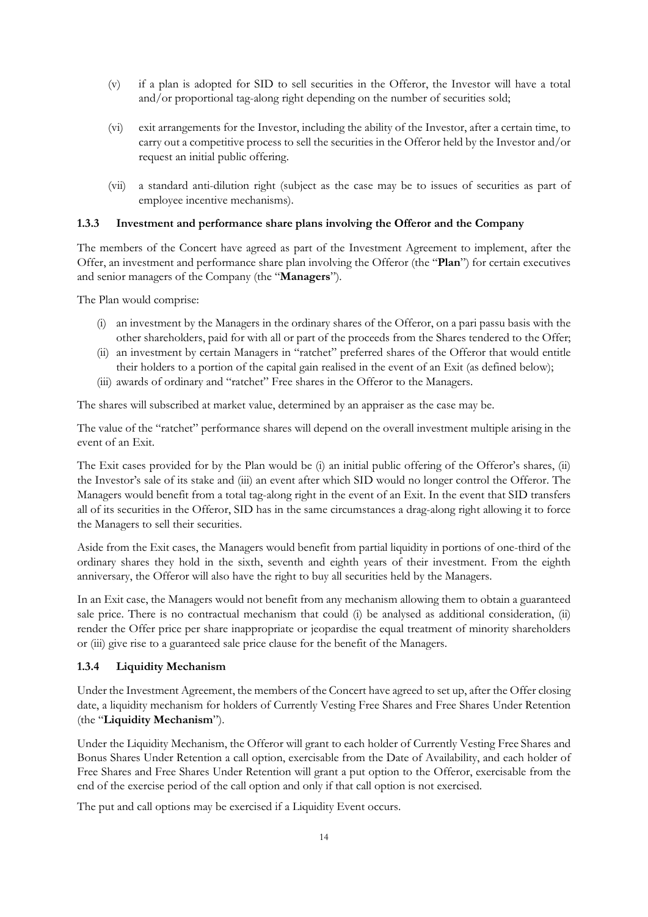(v) if a plan is adopted for SID to sell securities in the Offeror, the Investor will have a total and/or proportional tag-along right depending on the number of securities sold;

(vi) exit arrangements for the Investor, including the ability of the Investor, after a certain time, to carry out a competitive process to sell the securities in the Offeror held by the Investor and/or request an initial public offering.

(vii) a standard anti-dilution right (subject as the case may be to issues of securities as part of employee incentive mechanisms).

### 1.3.3 Investment and performance share plans involving the Offeror and the Company

The members of the Concert have agreed as part of the Investment Agreement to implement, after the Offer, an investment and performance share plan involving the Offeror (the "**Plan**") for certain executives and senior managers of the Company (the "**Managers**").

The Plan would comprise:

(i) an investment by the Managers in the ordinary shares of the Offeror, on a pari passu basis with the other shareholders, paid for with all or part of the proceeds from the Shares tendered to the Offer;
(ii) an investment by certain Managers in "ratchet" preferred shares of the Offeror that would entitle their holders to a portion of the capital gain realised in the event of an Exit (as defined below);
(iii) awards of ordinary and "ratchet" Free shares in the Offeror to the Managers.

The shares will subscribed at market value, determined by an appraiser as the case may be.

The value of the "ratchet" performance shares will depend on the overall investment multiple arising in the event of an Exit.

The Exit cases provided for by the Plan would be (i) an initial public offering of the Offeror's shares, (ii) the Investor's sale of its stake and (iii) an event after which SID would no longer control the Offeror. The Managers would benefit from a total tag-along right in the event of an Exit. In the event that SID transfers all of its securities in the Offeror, SID has in the same circumstances a drag-along right allowing it to force the Managers to sell their securities.

Aside from the Exit cases, the Managers would benefit from partial liquidity in portions of one-third of the ordinary shares they hold in the sixth, seventh and eighth years of their investment. From the eighth anniversary, the Offeror will also have the right to buy all securities held by the Managers.

In an Exit case, the Managers would not benefit from any mechanism allowing them to obtain a guaranteed sale price. There is no contractual mechanism that could (i) be analysed as additional consideration, (ii) render the Offer price per share inappropriate or jeopardise the equal treatment of minority shareholders or (iii) give rise to a guaranteed sale price clause for the benefit of the Managers.

### 1.3.4 Liquidity Mechanism

Under the Investment Agreement, the members of the Concert have agreed to set up, after the Offer closing date, a liquidity mechanism for holders of Currently Vesting Free Shares and Free Shares Under Retention (the "**Liquidity Mechanism**").

Under the Liquidity Mechanism, the Offeror will grant to each holder of Currently Vesting Free Shares and Bonus Shares Under Retention a call option, exercisable from the Date of Availability, and each holder of Free Shares and Free Shares Under Retention will grant a put option to the Offeror, exercisable from the end of the exercise period of the call option and only if that call option is not exercised.

The put and call options may be exercised if a Liquidity Event occurs.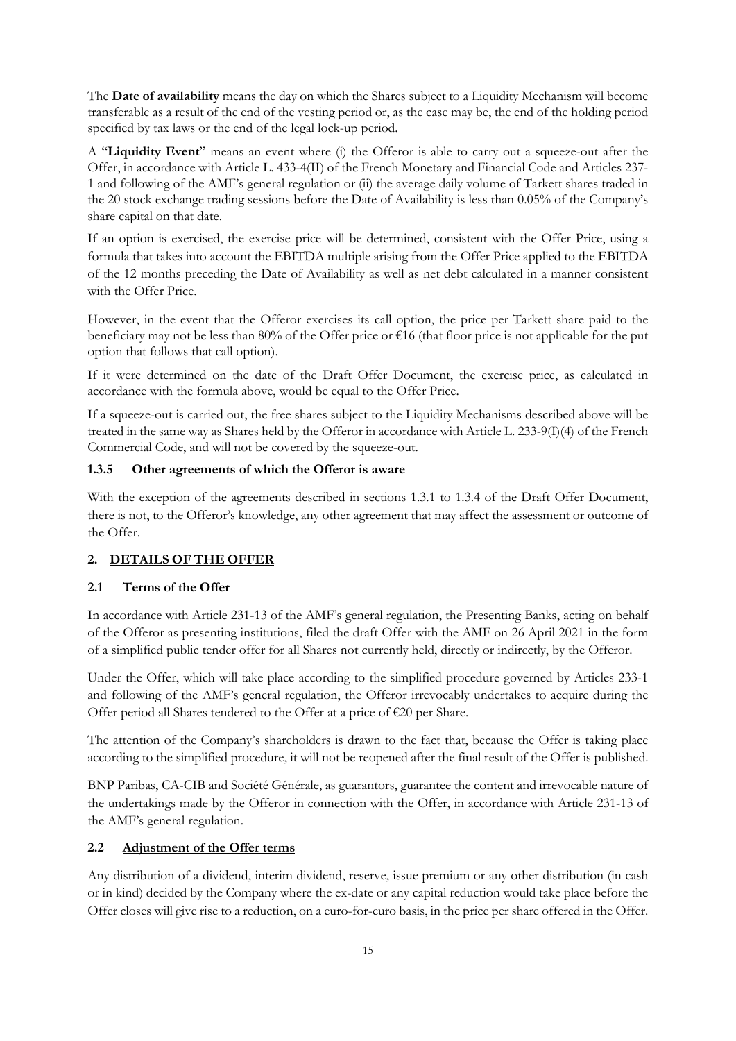The **Date of availability** means the day on which the Shares subject to a Liquidity Mechanism will become transferable as a result of the end of the vesting period or, as the case may be, the end of the holding period specified by tax laws or the end of the legal lock-up period.

A "**Liquidity Event**" means an event where (i) the Offeror is able to carry out a squeeze-out after the Offer, in accordance with Article L. 433-4(II) of the French Monetary and Financial Code and Articles 237-1 and following of the AMF's general regulation or (ii) the average daily volume of Tarkett shares traded in the 20 stock exchange trading sessions before the Date of Availability is less than 0.05% of the Company's share capital on that date.

If an option is exercised, the exercise price will be determined, consistent with the Offer Price, using a formula that takes into account the EBITDA multiple arising from the Offer Price applied to the EBITDA of the 12 months preceding the Date of Availability as well as net debt calculated in a manner consistent with the Offer Price.

However, in the event that the Offeror exercises its call option, the price per Tarkett share paid to the beneficiary may not be less than 80% of the Offer price or €16 (that floor price is not applicable for the put option that follows that call option).

If it were determined on the date of the Draft Offer Document, the exercise price, as calculated in accordance with the formula above, would be equal to the Offer Price.

If a squeeze-out is carried out, the free shares subject to the Liquidity Mechanisms described above will be treated in the same way as Shares held by the Offeror in accordance with Article L. 233-9(I)(4) of the French Commercial Code, and will not be covered by the squeeze-out.

### 1.3.5 Other agreements of which the Offeror is aware

With the exception of the agreements described in sections 1.3.1 to 1.3.4 of the Draft Offer Document, there is not, to the Offeror's knowledge, any other agreement that may affect the assessment or outcome of the Offer.

## 2. DETAILS OF THE OFFER

### 2.1 Terms of the Offer

In accordance with Article 231-13 of the AMF's general regulation, the Presenting Banks, acting on behalf of the Offeror as presenting institutions, filed the draft Offer with the AMF on 26 April 2021 in the form of a simplified public tender offer for all Shares not currently held, directly or indirectly, by the Offeror.

Under the Offer, which will take place according to the simplified procedure governed by Articles 233-1 and following of the AMF's general regulation, the Offeror irrevocably undertakes to acquire during the Offer period all Shares tendered to the Offer at a price of €20 per Share.

The attention of the Company's shareholders is drawn to the fact that, because the Offer is taking place according to the simplified procedure, it will not be reopened after the final result of the Offer is published.

BNP Paribas, CA-CIB and Société Générale, as guarantors, guarantee the content and irrevocable nature of the undertakings made by the Offeror in connection with the Offer, in accordance with Article 231-13 of the AMF's general regulation.

### 2.2 Adjustment of the Offer terms

Any distribution of a dividend, interim dividend, reserve, issue premium or any other distribution (in cash or in kind) decided by the Company where the ex-date or any capital reduction would take place before the Offer closes will give rise to a reduction, on a euro-for-euro basis, in the price per share offered in the Offer.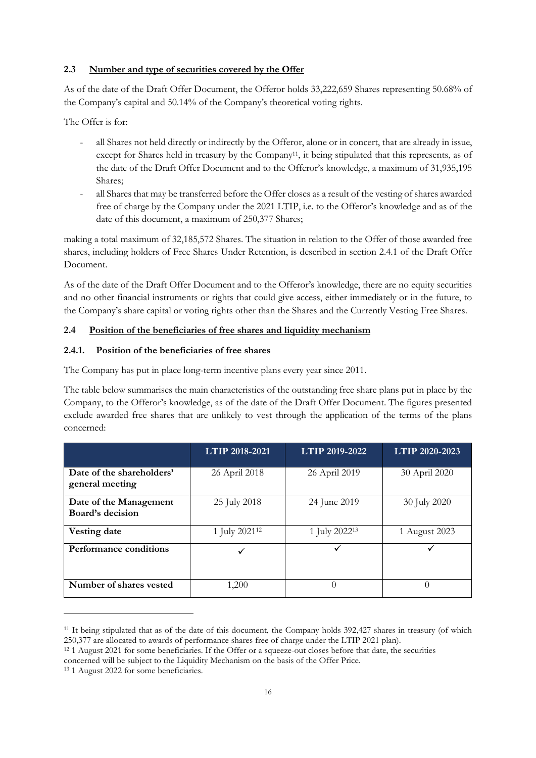### 2.3 Number and type of securities covered by the Offer

As of the date of the Draft Offer Document, the Offeror holds 33,222,659 Shares representing 50.68% of the Company's capital and 50.14% of the Company's theoretical voting rights.

The Offer is for:

- all Shares not held directly or indirectly by the Offeror, alone or in concert, that are already in issue, except for Shares held in treasury by the Company[11], it being stipulated that this represents, as of the date of the Draft Offer Document and to the Offeror's knowledge, a maximum of 31,935,195 Shares;
- all Shares that may be transferred before the Offer closes as a result of the vesting of shares awarded free of charge by the Company under the 2021 LTIP, i.e. to the Offeror's knowledge and as of the date of this document, a maximum of 250,377 Shares;

making a total maximum of 32,185,572 Shares. The situation in relation to the Offer of those awarded free shares, including holders of Free Shares Under Retention, is described in section 2.4.1 of the Draft Offer Document.

As of the date of the Draft Offer Document and to the Offeror's knowledge, there are no equity securities and no other financial instruments or rights that could give access, either immediately or in the future, to the Company's share capital or voting rights other than the Shares and the Currently Vesting Free Shares.

### 2.4 Position of the beneficiaries of free shares and liquidity mechanism

#### 2.4.1. Position of the beneficiaries of free shares

The Company has put in place long-term incentive plans every year since 2011.

The table below summarises the main characteristics of the outstanding free share plans put in place by the Company, to the Offeror's knowledge, as of the date of the Draft Offer Document. The figures presented exclude awarded free shares that are unlikely to vest through the application of the terms of the plans concerned:

| | LTIP 2018-2021 | LTIP 2019-2022 | LTIP 2020-2023 |
|---|---|---|---|
| **Date of the shareholders' general meeting** | 26 April 2018 | 26 April 2019 | 30 April 2020 |
| **Date of the Management Board's decision** | 25 July 2018 | 24 June 2019 | 30 July 2020 |
| **Vesting date** | 1 July 2021[12] | 1 July 2022[13] | 1 August 2023 |
| **Performance conditions** | ✓ | ✓ | ✓ |
| **Number of shares vested** | 1,200 | 0 | 0 |

[11] It being stipulated that as of the date of this document, the Company holds 392,427 shares in treasury (of which 250,377 are allocated to awards of performance shares free of charge under the LTIP 2021 plan).

[12] 1 August 2021 for some beneficiaries. If the Offer or a squeeze-out closes before that date, the securities concerned will be subject to the Liquidity Mechanism on the basis of the Offer Price.

[13] 1 August 2022 for some beneficiaries.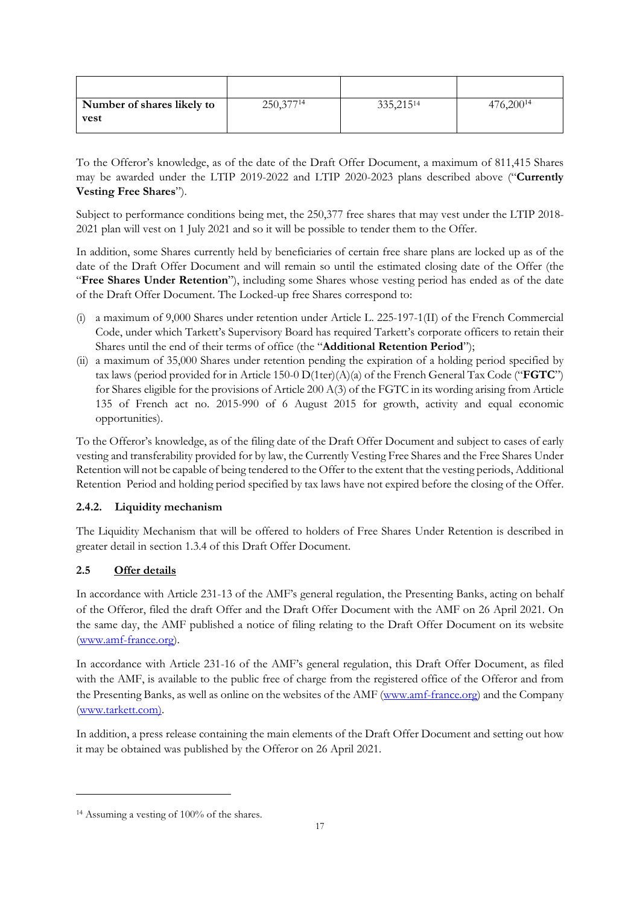| | | | |
|---|---|---|---|
| Number of shares likely to vest | 250,377[14] | 335,215[14] | 476,200[14] |

To the Offeror's knowledge, as of the date of the Draft Offer Document, a maximum of 811,415 Shares may be awarded under the LTIP 2019-2022 and LTIP 2020-2023 plans described above ("**Currently Vesting Free Shares**").

Subject to performance conditions being met, the 250,377 free shares that may vest under the LTIP 2018-2021 plan will vest on 1 July 2021 and so it will be possible to tender them to the Offer.

In addition, some Shares currently held by beneficiaries of certain free share plans are locked up as of the date of the Draft Offer Document and will remain so until the estimated closing date of the Offer (the "**Free Shares Under Retention**"), including some Shares whose vesting period has ended as of the date of the Draft Offer Document. The Locked-up free Shares correspond to:

(i) a maximum of 9,000 Shares under retention under Article L. 225-197-1(II) of the French Commercial Code, under which Tarkett's Supervisory Board has required Tarkett's corporate officers to retain their Shares until the end of their terms of office (the "**Additional Retention Period**");

(ii) a maximum of 35,000 Shares under retention pending the expiration of a holding period specified by tax laws (period provided for in Article 150-0 D(1ter)(A)(a) of the French General Tax Code ("**FGTC**") for Shares eligible for the provisions of Article 200 A(3) of the FGTC in its wording arising from Article 135 of French act no. 2015-990 of 6 August 2015 for growth, activity and equal economic opportunities).

To the Offeror's knowledge, as of the filing date of the Draft Offer Document and subject to cases of early vesting and transferability provided for by law, the Currently Vesting Free Shares and the Free Shares Under Retention will not be capable of being tendered to the Offer to the extent that the vesting periods, Additional Retention Period and holding period specified by tax laws have not expired before the closing of the Offer.

### 2.4.2. Liquidity mechanism

The Liquidity Mechanism that will be offered to holders of Free Shares Under Retention is described in greater detail in section 1.3.4 of this Draft Offer Document.

## 2.5 Offer details

In accordance with Article 231-13 of the AMF's general regulation, the Presenting Banks, acting on behalf of the Offeror, filed the draft Offer and the Draft Offer Document with the AMF on 26 April 2021. On the same day, the AMF published a notice of filing relating to the Draft Offer Document on its website (www.amf-france.org).

In accordance with Article 231-16 of the AMF's general regulation, this Draft Offer Document, as filed with the AMF, is available to the public free of charge from the registered office of the Offeror and from the Presenting Banks, as well as online on the websites of the AMF (www.amf-france.org) and the Company (www.tarkett.com).

In addition, a press release containing the main elements of the Draft Offer Document and setting out how it may be obtained was published by the Offeror on 26 April 2021.

[14] Assuming a vesting of 100% of the shares.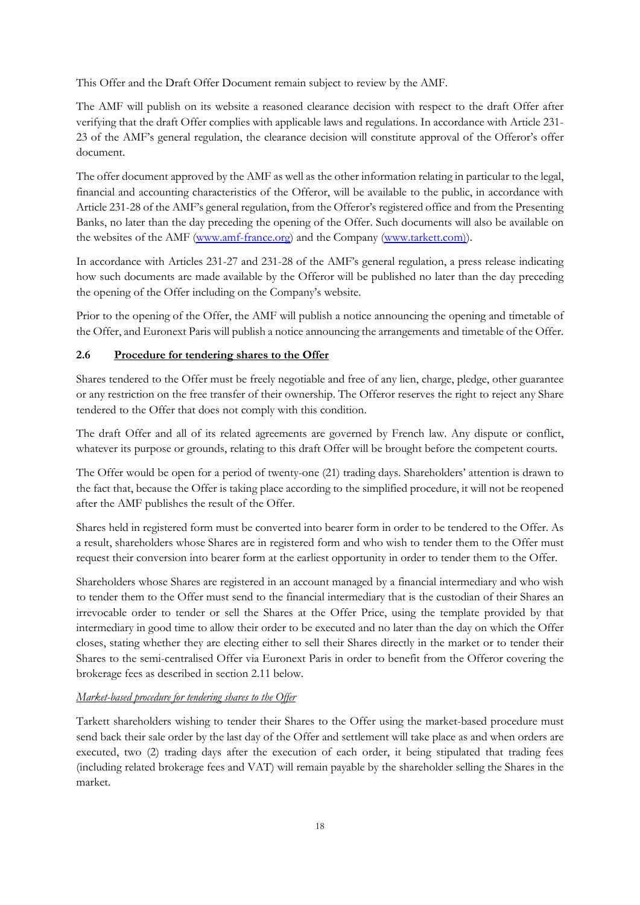This Offer and the Draft Offer Document remain subject to review by the AMF.

The AMF will publish on its website a reasoned clearance decision with respect to the draft Offer after verifying that the draft Offer complies with applicable laws and regulations. In accordance with Article 231-23 of the AMF's general regulation, the clearance decision will constitute approval of the Offeror's offer document.

The offer document approved by the AMF as well as the other information relating in particular to the legal, financial and accounting characteristics of the Offeror, will be available to the public, in accordance with Article 231-28 of the AMF's general regulation, from the Offeror's registered office and from the Presenting Banks, no later than the day preceding the opening of the Offer. Such documents will also be available on the websites of the AMF (www.amf-france.org) and the Company (www.tarkett.com)).

In accordance with Articles 231-27 and 231-28 of the AMF's general regulation, a press release indicating how such documents are made available by the Offeror will be published no later than the day preceding the opening of the Offer including on the Company's website.

Prior to the opening of the Offer, the AMF will publish a notice announcing the opening and timetable of the Offer, and Euronext Paris will publish a notice announcing the arrangements and timetable of the Offer.

## 2.6 Procedure for tendering shares to the Offer

Shares tendered to the Offer must be freely negotiable and free of any lien, charge, pledge, other guarantee or any restriction on the free transfer of their ownership. The Offeror reserves the right to reject any Share tendered to the Offer that does not comply with this condition.

The draft Offer and all of its related agreements are governed by French law. Any dispute or conflict, whatever its purpose or grounds, relating to this draft Offer will be brought before the competent courts.

The Offer would be open for a period of twenty-one (21) trading days. Shareholders' attention is drawn to the fact that, because the Offer is taking place according to the simplified procedure, it will not be reopened after the AMF publishes the result of the Offer.

Shares held in registered form must be converted into bearer form in order to be tendered to the Offer. As a result, shareholders whose Shares are in registered form and who wish to tender them to the Offer must request their conversion into bearer form at the earliest opportunity in order to tender them to the Offer.

Shareholders whose Shares are registered in an account managed by a financial intermediary and who wish to tender them to the Offer must send to the financial intermediary that is the custodian of their Shares an irrevocable order to tender or sell the Shares at the Offer Price, using the template provided by that intermediary in good time to allow their order to be executed and no later than the day on which the Offer closes, stating whether they are electing either to sell their Shares directly in the market or to tender their Shares to the semi-centralised Offer via Euronext Paris in order to benefit from the Offeror covering the brokerage fees as described in section 2.11 below.

*Market-based procedure for tendering shares to the Offer*

Tarkett shareholders wishing to tender their Shares to the Offer using the market-based procedure must send back their sale order by the last day of the Offer and settlement will take place as and when orders are executed, two (2) trading days after the execution of each order, it being stipulated that trading fees (including related brokerage fees and VAT) will remain payable by the shareholder selling the Shares in the market.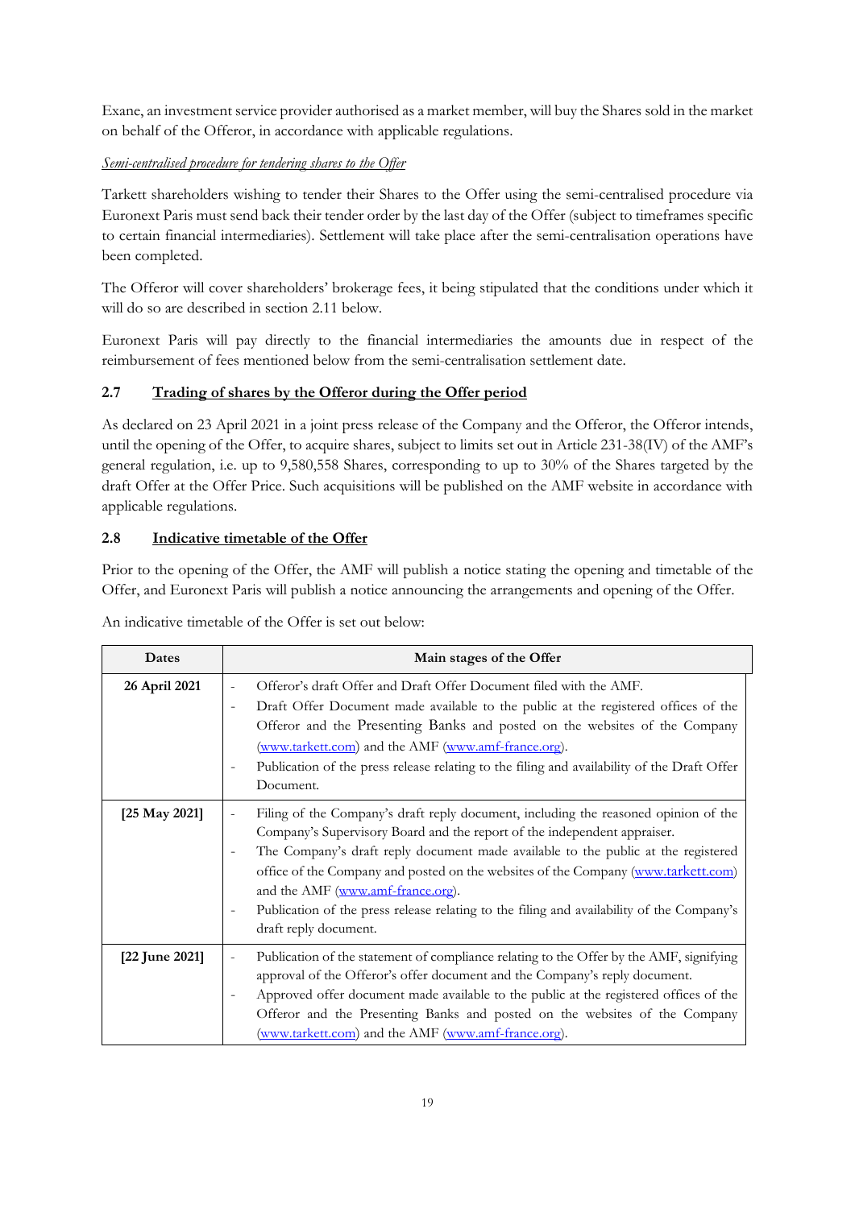Exane, an investment service provider authorised as a market member, will buy the Shares sold in the market on behalf of the Offeror, in accordance with applicable regulations.

*Semi-centralised procedure for tendering shares to the Offer*

Tarkett shareholders wishing to tender their Shares to the Offer using the semi-centralised procedure via Euronext Paris must send back their tender order by the last day of the Offer (subject to timeframes specific to certain financial intermediaries). Settlement will take place after the semi-centralisation operations have been completed.

The Offeror will cover shareholders' brokerage fees, it being stipulated that the conditions under which it will do so are described in section 2.11 below.

Euronext Paris will pay directly to the financial intermediaries the amounts due in respect of the reimbursement of fees mentioned below from the semi-centralisation settlement date.

## 2.7 Trading of shares by the Offeror during the Offer period

As declared on 23 April 2021 in a joint press release of the Company and the Offeror, the Offeror intends, until the opening of the Offer, to acquire shares, subject to limits set out in Article 231-38(IV) of the AMF's general regulation, i.e. up to 9,580,558 Shares, corresponding to up to 30% of the Shares targeted by the draft Offer at the Offer Price. Such acquisitions will be published on the AMF website in accordance with applicable regulations.

## 2.8 Indicative timetable of the Offer

Prior to the opening of the Offer, the AMF will publish a notice stating the opening and timetable of the Offer, and Euronext Paris will publish a notice announcing the arrangements and opening of the Offer.

An indicative timetable of the Offer is set out below:

| Dates | Main stages of the Offer |
|---|---|
| **26 April 2021** | - Offeror's draft Offer and Draft Offer Document filed with the AMF.<br>- Draft Offer Document made available to the public at the registered offices of the Offeror and the Presenting Banks and posted on the websites of the Company (www.tarkett.com) and the AMF (www.amf-france.org).<br>- Publication of the press release relating to the filing and availability of the Draft Offer Document. |
| **[25 May 2021]** | - Filing of the Company's draft reply document, including the reasoned opinion of the Company's Supervisory Board and the report of the independent appraiser.<br>- The Company's draft reply document made available to the public at the registered office of the Company and posted on the websites of the Company (www.tarkett.com) and the AMF (www.amf-france.org).<br>- Publication of the press release relating to the filing and availability of the Company's draft reply document. |
| **[22 June 2021]** | - Publication of the statement of compliance relating to the Offer by the AMF, signifying approval of the Offeror's offer document and the Company's reply document.<br>- Approved offer document made available to the public at the registered offices of the Offeror and the Presenting Banks and posted on the websites of the Company (www.tarkett.com) and the AMF (www.amf-france.org). |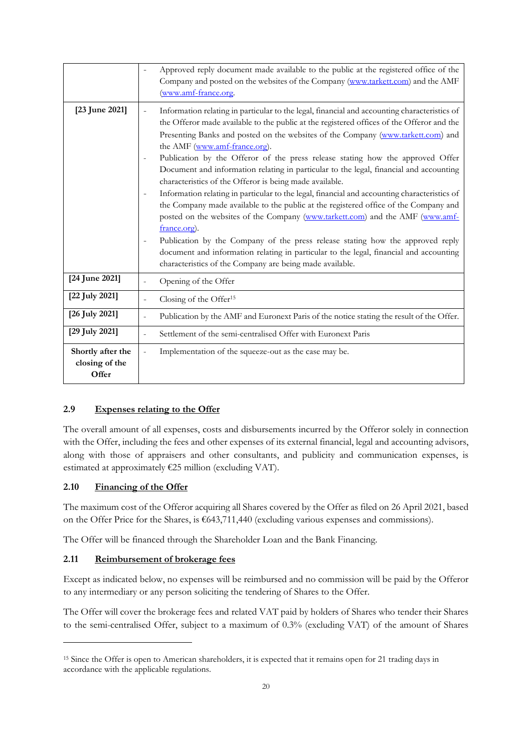| | |
|---|---|
| | - Approved reply document made available to the public at the registered office of the Company and posted on the websites of the Company (www.tarkett.com) and the AMF (www.amf-france.org. |
| [23 June 2021] | - Information relating in particular to the legal, financial and accounting characteristics of the Offeror made available to the public at the registered offices of the Offeror and the Presenting Banks and posted on the websites of the Company (www.tarkett.com) and the AMF (www.amf-france.org).<br>- Publication by the Offeror of the press release stating how the approved Offer Document and information relating in particular to the legal, financial and accounting characteristics of the Offeror is being made available.<br>- Information relating in particular to the legal, financial and accounting characteristics of the Company made available to the public at the registered office of the Company and posted on the websites of the Company (www.tarkett.com) and the AMF (www.amf-france.org).<br>- Publication by the Company of the press release stating how the approved reply document and information relating in particular to the legal, financial and accounting characteristics of the Company are being made available. |
| [24 June 2021] | - Opening of the Offer |
| [22 July 2021] | - Closing of the Offer[15] |
| [26 July 2021] | - Publication by the AMF and Euronext Paris of the notice stating the result of the Offer. |
| [29 July 2021] | - Settlement of the semi-centralised Offer with Euronext Paris |
| Shortly after the closing of the Offer | - Implementation of the squeeze-out as the case may be. |

## 2.9 Expenses relating to the Offer

The overall amount of all expenses, costs and disbursements incurred by the Offeror solely in connection with the Offer, including the fees and other expenses of its external financial, legal and accounting advisors, along with those of appraisers and other consultants, and publicity and communication expenses, is estimated at approximately €25 million (excluding VAT).

## 2.10 Financing of the Offer

The maximum cost of the Offeror acquiring all Shares covered by the Offer as filed on 26 April 2021, based on the Offer Price for the Shares, is €643,711,440 (excluding various expenses and commissions).

The Offer will be financed through the Shareholder Loan and the Bank Financing.

## 2.11 Reimbursement of brokerage fees

Except as indicated below, no expenses will be reimbursed and no commission will be paid by the Offeror to any intermediary or any person soliciting the tendering of Shares to the Offer.

The Offer will cover the brokerage fees and related VAT paid by holders of Shares who tender their Shares to the semi-centralised Offer, subject to a maximum of 0.3% (excluding VAT) of the amount of Shares

[15] Since the Offer is open to American shareholders, it is expected that it remains open for 21 trading days in accordance with the applicable regulations.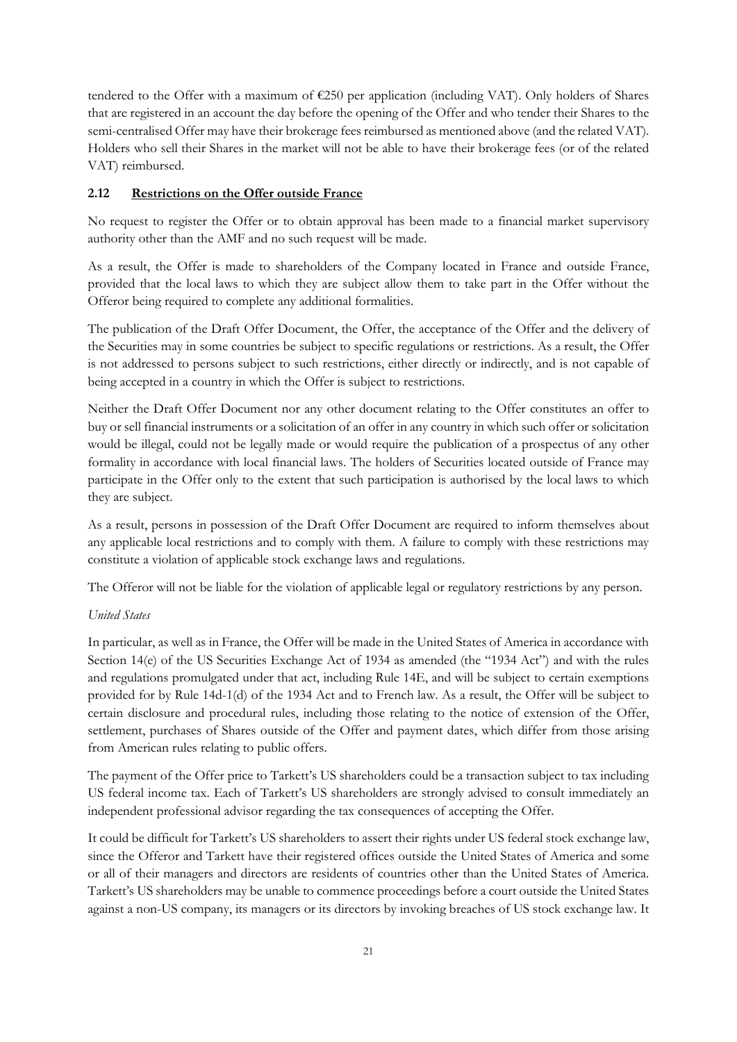tendered to the Offer with a maximum of €250 per application (including VAT). Only holders of Shares that are registered in an account the day before the opening of the Offer and who tender their Shares to the semi-centralised Offer may have their brokerage fees reimbursed as mentioned above (and the related VAT). Holders who sell their Shares in the market will not be able to have their brokerage fees (or of the related VAT) reimbursed.

### 2.12 Restrictions on the Offer outside France

No request to register the Offer or to obtain approval has been made to a financial market supervisory authority other than the AMF and no such request will be made.

As a result, the Offer is made to shareholders of the Company located in France and outside France, provided that the local laws to which they are subject allow them to take part in the Offer without the Offeror being required to complete any additional formalities.

The publication of the Draft Offer Document, the Offer, the acceptance of the Offer and the delivery of the Securities may in some countries be subject to specific regulations or restrictions. As a result, the Offer is not addressed to persons subject to such restrictions, either directly or indirectly, and is not capable of being accepted in a country in which the Offer is subject to restrictions.

Neither the Draft Offer Document nor any other document relating to the Offer constitutes an offer to buy or sell financial instruments or a solicitation of an offer in any country in which such offer or solicitation would be illegal, could not be legally made or would require the publication of a prospectus of any other formality in accordance with local financial laws. The holders of Securities located outside of France may participate in the Offer only to the extent that such participation is authorised by the local laws to which they are subject.

As a result, persons in possession of the Draft Offer Document are required to inform themselves about any applicable local restrictions and to comply with them. A failure to comply with these restrictions may constitute a violation of applicable stock exchange laws and regulations.

The Offeror will not be liable for the violation of applicable legal or regulatory restrictions by any person.

*United States*

In particular, as well as in France, the Offer will be made in the United States of America in accordance with Section 14(e) of the US Securities Exchange Act of 1934 as amended (the "1934 Act") and with the rules and regulations promulgated under that act, including Rule 14E, and will be subject to certain exemptions provided for by Rule 14d-1(d) of the 1934 Act and to French law. As a result, the Offer will be subject to certain disclosure and procedural rules, including those relating to the notice of extension of the Offer, settlement, purchases of Shares outside of the Offer and payment dates, which differ from those arising from American rules relating to public offers.

The payment of the Offer price to Tarkett's US shareholders could be a transaction subject to tax including US federal income tax. Each of Tarkett's US shareholders are strongly advised to consult immediately an independent professional advisor regarding the tax consequences of accepting the Offer.

It could be difficult for Tarkett's US shareholders to assert their rights under US federal stock exchange law, since the Offeror and Tarkett have their registered offices outside the United States of America and some or all of their managers and directors are residents of countries other than the United States of America. Tarkett's US shareholders may be unable to commence proceedings before a court outside the United States against a non-US company, its managers or its directors by invoking breaches of US stock exchange law. It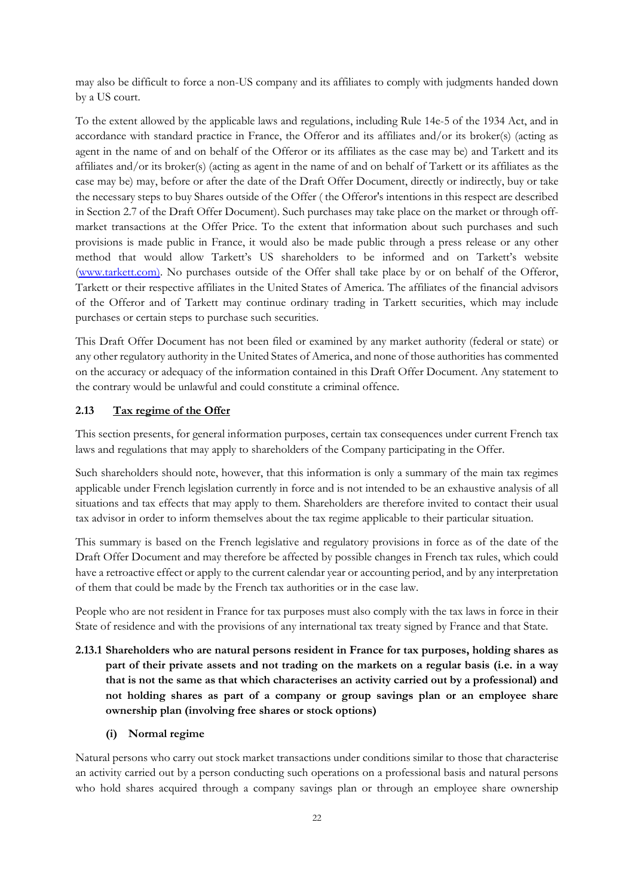may also be difficult to force a non-US company and its affiliates to comply with judgments handed down by a US court.

To the extent allowed by the applicable laws and regulations, including Rule 14e-5 of the 1934 Act, and in accordance with standard practice in France, the Offeror and its affiliates and/or its broker(s) (acting as agent in the name of and on behalf of the Offeror or its affiliates as the case may be) and Tarkett and its affiliates and/or its broker(s) (acting as agent in the name of and on behalf of Tarkett or its affiliates as the case may be) may, before or after the date of the Draft Offer Document, directly or indirectly, buy or take the necessary steps to buy Shares outside of the Offer ( the Offeror's intentions in this respect are described in Section 2.7 of the Draft Offer Document). Such purchases may take place on the market or through off-market transactions at the Offer Price. To the extent that information about such purchases and such provisions is made public in France, it would also be made public through a press release or any other method that would allow Tarkett's US shareholders to be informed and on Tarkett's website (www.tarkett.com). No purchases outside of the Offer shall take place by or on behalf of the Offeror, Tarkett or their respective affiliates in the United States of America. The affiliates of the financial advisors of the Offeror and of Tarkett may continue ordinary trading in Tarkett securities, which may include purchases or certain steps to purchase such securities.

This Draft Offer Document has not been filed or examined by any market authority (federal or state) or any other regulatory authority in the United States of America, and none of those authorities has commented on the accuracy or adequacy of the information contained in this Draft Offer Document. Any statement to the contrary would be unlawful and could constitute a criminal offence.

### 2.13 Tax regime of the Offer

This section presents, for general information purposes, certain tax consequences under current French tax laws and regulations that may apply to shareholders of the Company participating in the Offer.

Such shareholders should note, however, that this information is only a summary of the main tax regimes applicable under French legislation currently in force and is not intended to be an exhaustive analysis of all situations and tax effects that may apply to them. Shareholders are therefore invited to contact their usual tax advisor in order to inform themselves about the tax regime applicable to their particular situation.

This summary is based on the French legislative and regulatory provisions in force as of the date of the Draft Offer Document and may therefore be affected by possible changes in French tax rules, which could have a retroactive effect or apply to the current calendar year or accounting period, and by any interpretation of them that could be made by the French tax authorities or in the case law.

People who are not resident in France for tax purposes must also comply with the tax laws in force in their State of residence and with the provisions of any international tax treaty signed by France and that State.

#### 2.13.1 Shareholders who are natural persons resident in France for tax purposes, holding shares as part of their private assets and not trading on the markets on a regular basis (i.e. in a way that is not the same as that which characterises an activity carried out by a professional) and not holding shares as part of a company or group savings plan or an employee share ownership plan (involving free shares or stock options)

**(i) Normal regime**

Natural persons who carry out stock market transactions under conditions similar to those that characterise an activity carried out by a person conducting such operations on a professional basis and natural persons who hold shares acquired through a company savings plan or through an employee share ownership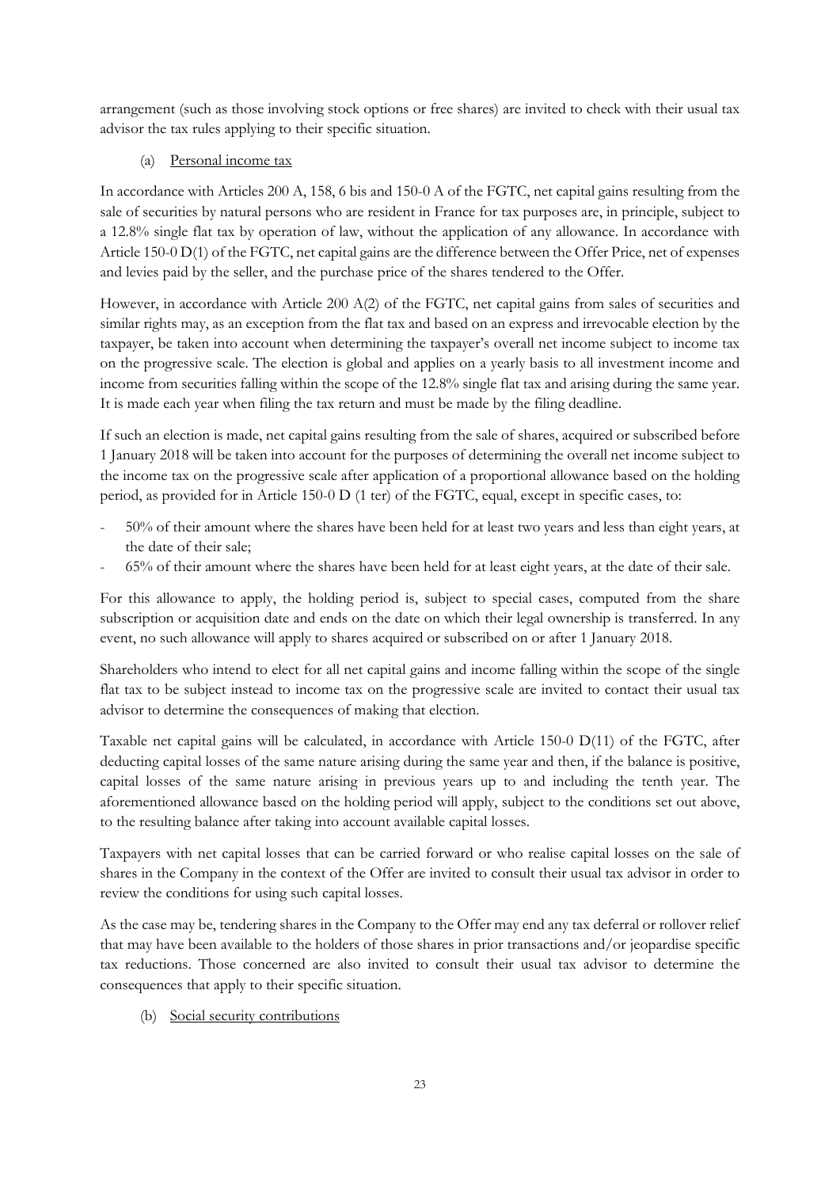arrangement (such as those involving stock options or free shares) are invited to check with their usual tax advisor the tax rules applying to their specific situation.

(a) Personal income tax

In accordance with Articles 200 A, 158, 6 bis and 150-0 A of the FGTC, net capital gains resulting from the sale of securities by natural persons who are resident in France for tax purposes are, in principle, subject to a 12.8% single flat tax by operation of law, without the application of any allowance. In accordance with Article 150-0 D(1) of the FGTC, net capital gains are the difference between the Offer Price, net of expenses and levies paid by the seller, and the purchase price of the shares tendered to the Offer.

However, in accordance with Article 200 A(2) of the FGTC, net capital gains from sales of securities and similar rights may, as an exception from the flat tax and based on an express and irrevocable election by the taxpayer, be taken into account when determining the taxpayer's overall net income subject to income tax on the progressive scale. The election is global and applies on a yearly basis to all investment income and income from securities falling within the scope of the 12.8% single flat tax and arising during the same year. It is made each year when filing the tax return and must be made by the filing deadline.

If such an election is made, net capital gains resulting from the sale of shares, acquired or subscribed before 1 January 2018 will be taken into account for the purposes of determining the overall net income subject to the income tax on the progressive scale after application of a proportional allowance based on the holding period, as provided for in Article 150-0 D (1 ter) of the FGTC, equal, except in specific cases, to:

- 50% of their amount where the shares have been held for at least two years and less than eight years, at the date of their sale;
- 65% of their amount where the shares have been held for at least eight years, at the date of their sale.

For this allowance to apply, the holding period is, subject to special cases, computed from the share subscription or acquisition date and ends on the date on which their legal ownership is transferred. In any event, no such allowance will apply to shares acquired or subscribed on or after 1 January 2018.

Shareholders who intend to elect for all net capital gains and income falling within the scope of the single flat tax to be subject instead to income tax on the progressive scale are invited to contact their usual tax advisor to determine the consequences of making that election.

Taxable net capital gains will be calculated, in accordance with Article 150-0 D(11) of the FGTC, after deducting capital losses of the same nature arising during the same year and then, if the balance is positive, capital losses of the same nature arising in previous years up to and including the tenth year. The aforementioned allowance based on the holding period will apply, subject to the conditions set out above, to the resulting balance after taking into account available capital losses.

Taxpayers with net capital losses that can be carried forward or who realise capital losses on the sale of shares in the Company in the context of the Offer are invited to consult their usual tax advisor in order to review the conditions for using such capital losses.

As the case may be, tendering shares in the Company to the Offer may end any tax deferral or rollover relief that may have been available to the holders of those shares in prior transactions and/or jeopardise specific tax reductions. Those concerned are also invited to consult their usual tax advisor to determine the consequences that apply to their specific situation.

(b) Social security contributions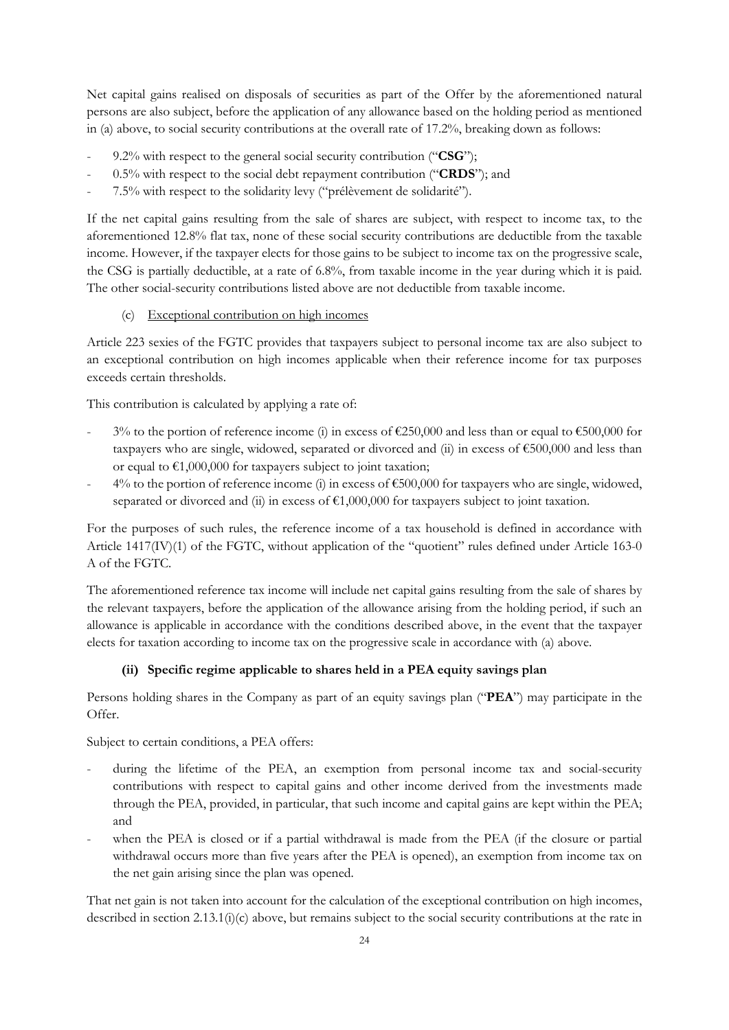Net capital gains realised on disposals of securities as part of the Offer by the aforementioned natural persons are also subject, before the application of any allowance based on the holding period as mentioned in (a) above, to social security contributions at the overall rate of 17.2%, breaking down as follows:

- 9.2% with respect to the general social security contribution ("**CSG**");
- 0.5% with respect to the social debt repayment contribution ("**CRDS**"); and
- 7.5% with respect to the solidarity levy ("prélèvement de solidarité").

If the net capital gains resulting from the sale of shares are subject, with respect to income tax, to the aforementioned 12.8% flat tax, none of these social security contributions are deductible from the taxable income. However, if the taxpayer elects for those gains to be subject to income tax on the progressive scale, the CSG is partially deductible, at a rate of 6.8%, from taxable income in the year during which it is paid. The other social-security contributions listed above are not deductible from taxable income.

(c) Exceptional contribution on high incomes

Article 223 sexies of the FGTC provides that taxpayers subject to personal income tax are also subject to an exceptional contribution on high incomes applicable when their reference income for tax purposes exceeds certain thresholds.

This contribution is calculated by applying a rate of:

- 3% to the portion of reference income (i) in excess of €250,000 and less than or equal to €500,000 for taxpayers who are single, widowed, separated or divorced and (ii) in excess of €500,000 and less than or equal to €1,000,000 for taxpayers subject to joint taxation;
- 4% to the portion of reference income (i) in excess of €500,000 for taxpayers who are single, widowed, separated or divorced and (ii) in excess of €1,000,000 for taxpayers subject to joint taxation.

For the purposes of such rules, the reference income of a tax household is defined in accordance with Article 1417(IV)(1) of the FGTC, without application of the "quotient" rules defined under Article 163-0 A of the FGTC.

The aforementioned reference tax income will include net capital gains resulting from the sale of shares by the relevant taxpayers, before the application of the allowance arising from the holding period, if such an allowance is applicable in accordance with the conditions described above, in the event that the taxpayer elects for taxation according to income tax on the progressive scale in accordance with (a) above.

**(ii) Specific regime applicable to shares held in a PEA equity savings plan**

Persons holding shares in the Company as part of an equity savings plan ("**PEA**") may participate in the Offer.

Subject to certain conditions, a PEA offers:

- during the lifetime of the PEA, an exemption from personal income tax and social-security contributions with respect to capital gains and other income derived from the investments made through the PEA, provided, in particular, that such income and capital gains are kept within the PEA; and
- when the PEA is closed or if a partial withdrawal is made from the PEA (if the closure or partial withdrawal occurs more than five years after the PEA is opened), an exemption from income tax on the net gain arising since the plan was opened.

That net gain is not taken into account for the calculation of the exceptional contribution on high incomes, described in section 2.13.1(i)(c) above, but remains subject to the social security contributions at the rate in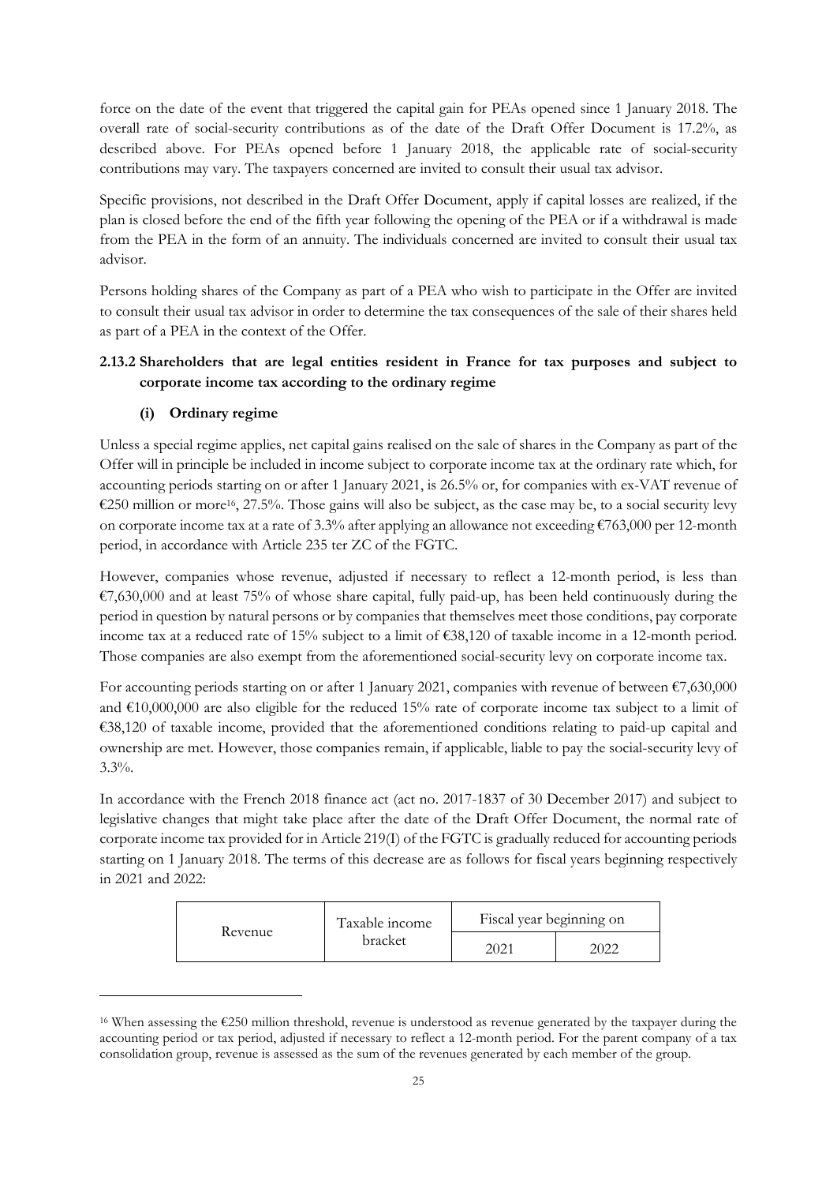force on the date of the event that triggered the capital gain for PEAs opened since 1 January 2018. The overall rate of social-security contributions as of the date of the Draft Offer Document is 17.2%, as described above. For PEAs opened before 1 January 2018, the applicable rate of social-security contributions may vary. The taxpayers concerned are invited to consult their usual tax advisor.

Specific provisions, not described in the Draft Offer Document, apply if capital losses are realized, if the plan is closed before the end of the fifth year following the opening of the PEA or if a withdrawal is made from the PEA in the form of an annuity. The individuals concerned are invited to consult their usual tax advisor.

Persons holding shares of the Company as part of a PEA who wish to participate in the Offer are invited to consult their usual tax advisor in order to determine the tax consequences of the sale of their shares held as part of a PEA in the context of the Offer.

### 2.13.2 Shareholders that are legal entities resident in France for tax purposes and subject to corporate income tax according to the ordinary regime

#### (i) Ordinary regime

Unless a special regime applies, net capital gains realised on the sale of shares in the Company as part of the Offer will in principle be included in income subject to corporate income tax at the ordinary rate which, for accounting periods starting on or after 1 January 2021, is 26.5% or, for companies with ex-VAT revenue of €250 million or more[16], 27.5%. Those gains will also be subject, as the case may be, to a social security levy on corporate income tax at a rate of 3.3% after applying an allowance not exceeding €763,000 per 12-month period, in accordance with Article 235 ter ZC of the FGTC.

However, companies whose revenue, adjusted if necessary to reflect a 12-month period, is less than €7,630,000 and at least 75% of whose share capital, fully paid-up, has been held continuously during the period in question by natural persons or by companies that themselves meet those conditions, pay corporate income tax at a reduced rate of 15% subject to a limit of €38,120 of taxable income in a 12-month period. Those companies are also exempt from the aforementioned social-security levy on corporate income tax.

For accounting periods starting on or after 1 January 2021, companies with revenue of between €7,630,000 and €10,000,000 are also eligible for the reduced 15% rate of corporate income tax subject to a limit of €38,120 of taxable income, provided that the aforementioned conditions relating to paid-up capital and ownership are met. However, those companies remain, if applicable, liable to pay the social-security levy of 3.3%.

In accordance with the French 2018 finance act (act no. 2017-1837 of 30 December 2017) and subject to legislative changes that might take place after the date of the Draft Offer Document, the normal rate of corporate income tax provided for in Article 219(I) of the FGTC is gradually reduced for accounting periods starting on 1 January 2018. The terms of this decrease are as follows for fiscal years beginning respectively in 2021 and 2022:

| Revenue | Taxable income bracket | Fiscal year beginning on | |
|---|---|---|---|
| | | 2021 | 2022 |

[16] When assessing the €250 million threshold, revenue is understood as revenue generated by the taxpayer during the accounting period or tax period, adjusted if necessary to reflect a 12-month period. For the parent company of a tax consolidation group, revenue is assessed as the sum of the revenues generated by each member of the group.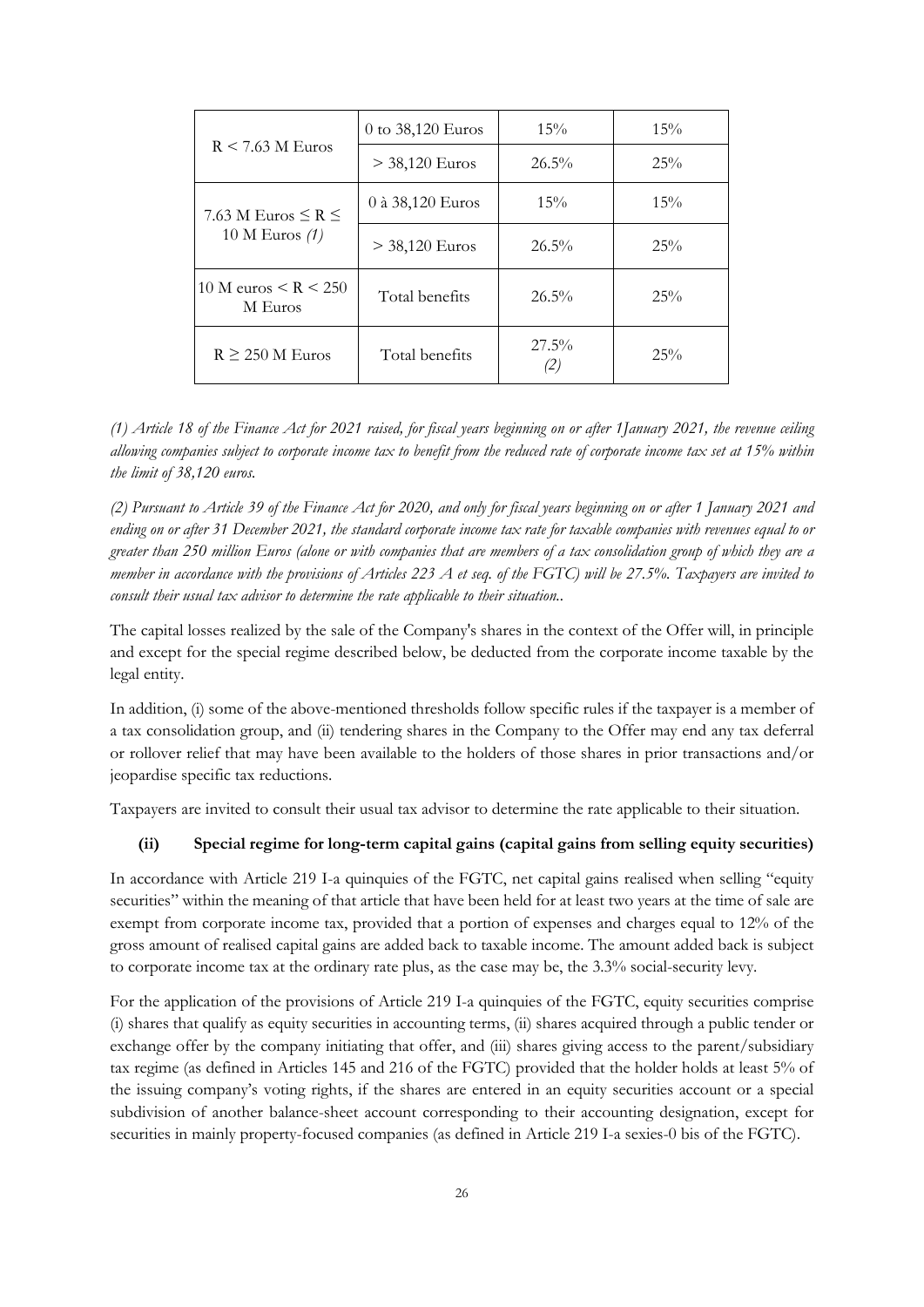| R < 7.63 M Euros | 0 to 38,120 Euros | 15% | 15% |
|---|---|---|---|
| | > 38,120 Euros | 26.5% | 25% |
| 7.63 M Euros ≤ R ≤ 10 M Euros *(1)* | 0 à 38,120 Euros | 15% | 15% |
| | > 38,120 Euros | 26.5% | 25% |
| 10 M euros < R < 250 M Euros | Total benefits | 26.5% | 25% |
| R ≥ 250 M Euros | Total benefits | 27.5% *(2)* | 25% |

*(1) Article 18 of the Finance Act for 2021 raised, for fiscal years beginning on or after 1January 2021, the revenue ceiling allowing companies subject to corporate income tax to benefit from the reduced rate of corporate income tax set at 15% within the limit of 38,120 euros.*

*(2) Pursuant to Article 39 of the Finance Act for 2020, and only for fiscal years beginning on or after 1 January 2021 and ending on or after 31 December 2021, the standard corporate income tax rate for taxable companies with revenues equal to or greater than 250 million Euros (alone or with companies that are members of a tax consolidation group of which they are a member in accordance with the provisions of Articles 223 A et seq. of the FGTC) will be 27.5%. Taxpayers are invited to consult their usual tax advisor to determine the rate applicable to their situation..*

The capital losses realized by the sale of the Company's shares in the context of the Offer will, in principle and except for the special regime described below, be deducted from the corporate income taxable by the legal entity.

In addition, (i) some of the above-mentioned thresholds follow specific rules if the taxpayer is a member of a tax consolidation group, and (ii) tendering shares in the Company to the Offer may end any tax deferral or rollover relief that may have been available to the holders of those shares in prior transactions and/or jeopardise specific tax reductions.

Taxpayers are invited to consult their usual tax advisor to determine the rate applicable to their situation.

#### (ii) Special regime for long-term capital gains (capital gains from selling equity securities)

In accordance with Article 219 I-a quinquies of the FGTC, net capital gains realised when selling "equity securities" within the meaning of that article that have been held for at least two years at the time of sale are exempt from corporate income tax, provided that a portion of expenses and charges equal to 12% of the gross amount of realised capital gains are added back to taxable income. The amount added back is subject to corporate income tax at the ordinary rate plus, as the case may be, the 3.3% social-security levy.

For the application of the provisions of Article 219 I-a quinquies of the FGTC, equity securities comprise (i) shares that qualify as equity securities in accounting terms, (ii) shares acquired through a public tender or exchange offer by the company initiating that offer, and (iii) shares giving access to the parent/subsidiary tax regime (as defined in Articles 145 and 216 of the FGTC) provided that the holder holds at least 5% of the issuing company's voting rights, if the shares are entered in an equity securities account or a special subdivision of another balance-sheet account corresponding to their accounting designation, except for securities in mainly property-focused companies (as defined in Article 219 I-a sexies-0 bis of the FGTC).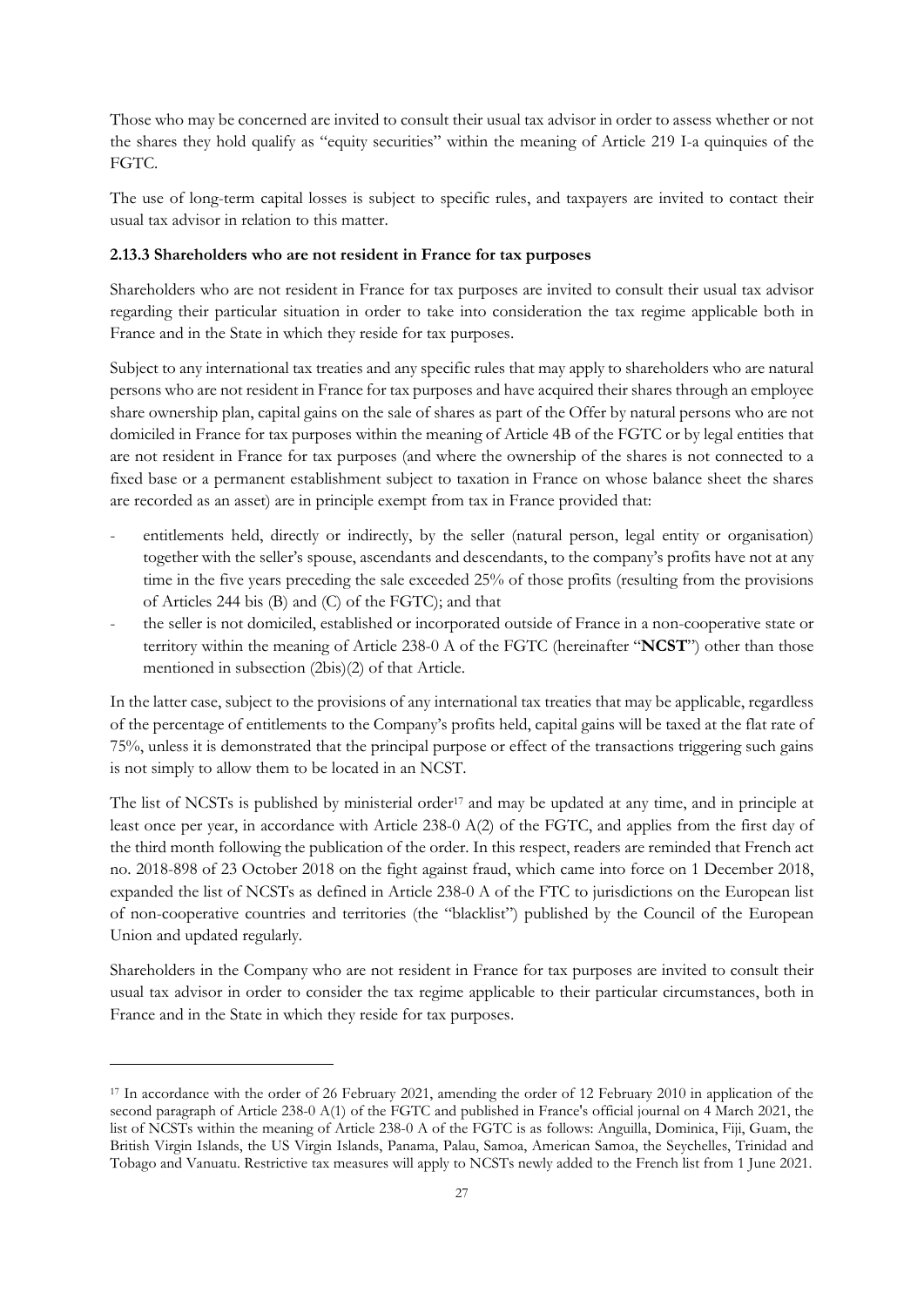Those who may be concerned are invited to consult their usual tax advisor in order to assess whether or not the shares they hold qualify as "equity securities" within the meaning of Article 219 I-a quinquies of the FGTC.

The use of long-term capital losses is subject to specific rules, and taxpayers are invited to contact their usual tax advisor in relation to this matter.

### 2.13.3 Shareholders who are not resident in France for tax purposes

Shareholders who are not resident in France for tax purposes are invited to consult their usual tax advisor regarding their particular situation in order to take into consideration the tax regime applicable both in France and in the State in which they reside for tax purposes.

Subject to any international tax treaties and any specific rules that may apply to shareholders who are natural persons who are not resident in France for tax purposes and have acquired their shares through an employee share ownership plan, capital gains on the sale of shares as part of the Offer by natural persons who are not domiciled in France for tax purposes within the meaning of Article 4B of the FGTC or by legal entities that are not resident in France for tax purposes (and where the ownership of the shares is not connected to a fixed base or a permanent establishment subject to taxation in France on whose balance sheet the shares are recorded as an asset) are in principle exempt from tax in France provided that:

- entitlements held, directly or indirectly, by the seller (natural person, legal entity or organisation) together with the seller's spouse, ascendants and descendants, to the company's profits have not at any time in the five years preceding the sale exceeded 25% of those profits (resulting from the provisions of Articles 244 bis (B) and (C) of the FGTC); and that
- the seller is not domiciled, established or incorporated outside of France in a non-cooperative state or territory within the meaning of Article 238-0 A of the FGTC (hereinafter "**NCST**") other than those mentioned in subsection (2bis)(2) of that Article.

In the latter case, subject to the provisions of any international tax treaties that may be applicable, regardless of the percentage of entitlements to the Company's profits held, capital gains will be taxed at the flat rate of 75%, unless it is demonstrated that the principal purpose or effect of the transactions triggering such gains is not simply to allow them to be located in an NCST.

The list of NCSTs is published by ministerial order[17] and may be updated at any time, and in principle at least once per year, in accordance with Article 238-0 A(2) of the FGTC, and applies from the first day of the third month following the publication of the order. In this respect, readers are reminded that French act no. 2018-898 of 23 October 2018 on the fight against fraud, which came into force on 1 December 2018, expanded the list of NCSTs as defined in Article 238-0 A of the FTC to jurisdictions on the European list of non-cooperative countries and territories (the "blacklist") published by the Council of the European Union and updated regularly.

Shareholders in the Company who are not resident in France for tax purposes are invited to consult their usual tax advisor in order to consider the tax regime applicable to their particular circumstances, both in France and in the State in which they reside for tax purposes.

---

[17] In accordance with the order of 26 February 2021, amending the order of 12 February 2010 in application of the second paragraph of Article 238-0 A(1) of the FGTC and published in France's official journal on 4 March 2021, the list of NCSTs within the meaning of Article 238-0 A of the FGTC is as follows: Anguilla, Dominica, Fiji, Guam, the British Virgin Islands, the US Virgin Islands, Panama, Palau, Samoa, American Samoa, the Seychelles, Trinidad and Tobago and Vanuatu. Restrictive tax measures will apply to NCSTs newly added to the French list from 1 June 2021.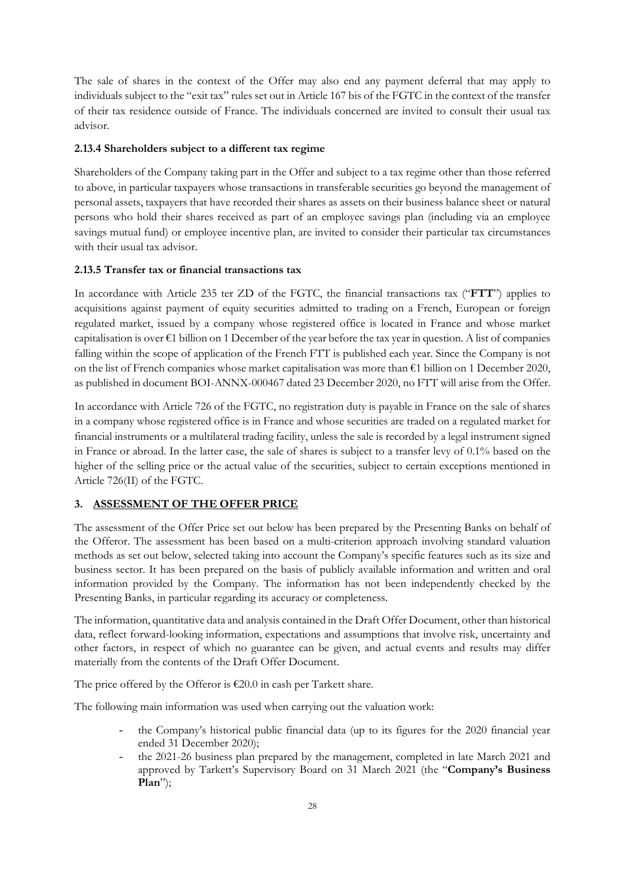The sale of shares in the context of the Offer may also end any payment deferral that may apply to individuals subject to the "exit tax" rules set out in Article 167 bis of the FGTC in the context of the transfer of their tax residence outside of France. The individuals concerned are invited to consult their usual tax advisor.

### 2.13.4 Shareholders subject to a different tax regime

Shareholders of the Company taking part in the Offer and subject to a tax regime other than those referred to above, in particular taxpayers whose transactions in transferable securities go beyond the management of personal assets, taxpayers that have recorded their shares as assets on their business balance sheet or natural persons who hold their shares received as part of an employee savings plan (including via an employee savings mutual fund) or employee incentive plan, are invited to consider their particular tax circumstances with their usual tax advisor.

### 2.13.5 Transfer tax or financial transactions tax

In accordance with Article 235 ter ZD of the FGTC, the financial transactions tax ("**FTT**") applies to acquisitions against payment of equity securities admitted to trading on a French, European or foreign regulated market, issued by a company whose registered office is located in France and whose market capitalisation is over €1 billion on 1 December of the year before the tax year in question. A list of companies falling within the scope of application of the French FTT is published each year. Since the Company is not on the list of French companies whose market capitalisation was more than €1 billion on 1 December 2020, as published in document BOI-ANNX-000467 dated 23 December 2020, no FTT will arise from the Offer.

In accordance with Article 726 of the FGTC, no registration duty is payable in France on the sale of shares in a company whose registered office is in France and whose securities are traded on a regulated market for financial instruments or a multilateral trading facility, unless the sale is recorded by a legal instrument signed in France or abroad. In the latter case, the sale of shares is subject to a transfer levy of 0.1% based on the higher of the selling price or the actual value of the securities, subject to certain exceptions mentioned in Article 726(II) of the FGTC.

## 3. ASSESSMENT OF THE OFFER PRICE

The assessment of the Offer Price set out below has been prepared by the Presenting Banks on behalf of the Offeror. The assessment has been based on a multi-criterion approach involving standard valuation methods as set out below, selected taking into account the Company's specific features such as its size and business sector. It has been prepared on the basis of publicly available information and written and oral information provided by the Company. The information has not been independently checked by the Presenting Banks, in particular regarding its accuracy or completeness.

The information, quantitative data and analysis contained in the Draft Offer Document, other than historical data, reflect forward-looking information, expectations and assumptions that involve risk, uncertainty and other factors, in respect of which no guarantee can be given, and actual events and results may differ materially from the contents of the Draft Offer Document.

The price offered by the Offeror is €20.0 in cash per Tarkett share.

The following main information was used when carrying out the valuation work:

- the Company's historical public financial data (up to its figures for the 2020 financial year ended 31 December 2020);
- the 2021-26 business plan prepared by the management, completed in late March 2021 and approved by Tarkett's Supervisory Board on 31 March 2021 (the "**Company's Business Plan**");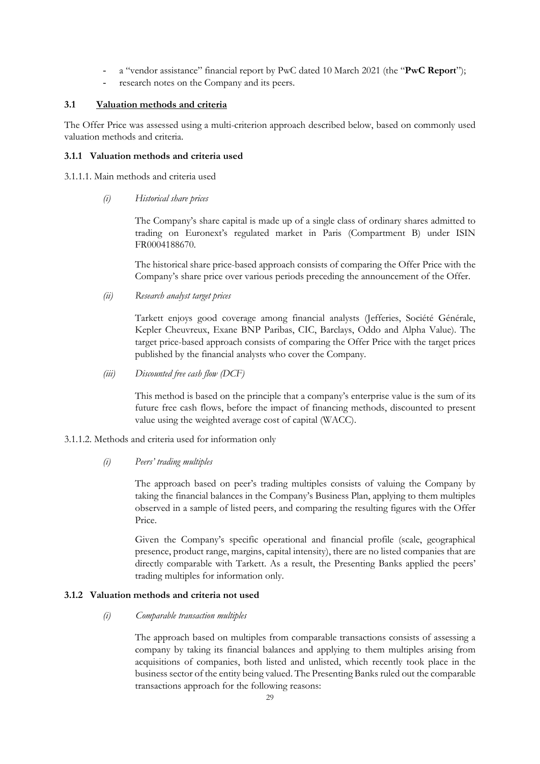- a "vendor assistance" financial report by PwC dated 10 March 2021 (the "**PwC Report**");
- research notes on the Company and its peers.

## 3.1 Valuation methods and criteria

The Offer Price was assessed using a multi-criterion approach described below, based on commonly used valuation methods and criteria.

### 3.1.1 Valuation methods and criteria used

3.1.1.1. Main methods and criteria used

*(i) Historical share prices*

The Company's share capital is made up of a single class of ordinary shares admitted to trading on Euronext's regulated market in Paris (Compartment B) under ISIN FR0004188670.

The historical share price-based approach consists of comparing the Offer Price with the Company's share price over various periods preceding the announcement of the Offer.

*(ii) Research analyst target prices*

Tarkett enjoys good coverage among financial analysts (Jefferies, Société Générale, Kepler Cheuvreux, Exane BNP Paribas, CIC, Barclays, Oddo and Alpha Value). The target price-based approach consists of comparing the Offer Price with the target prices published by the financial analysts who cover the Company.

*(iii) Discounted free cash flow (DCF)*

This method is based on the principle that a company's enterprise value is the sum of its future free cash flows, before the impact of financing methods, discounted to present value using the weighted average cost of capital (WACC).

3.1.1.2. Methods and criteria used for information only

*(i) Peers' trading multiples*

The approach based on peer's trading multiples consists of valuing the Company by taking the financial balances in the Company's Business Plan, applying to them multiples observed in a sample of listed peers, and comparing the resulting figures with the Offer Price.

Given the Company's specific operational and financial profile (scale, geographical presence, product range, margins, capital intensity), there are no listed companies that are directly comparable with Tarkett. As a result, the Presenting Banks applied the peers' trading multiples for information only.

### 3.1.2 Valuation methods and criteria not used

*(i) Comparable transaction multiples*

The approach based on multiples from comparable transactions consists of assessing a company by taking its financial balances and applying to them multiples arising from acquisitions of companies, both listed and unlisted, which recently took place in the business sector of the entity being valued. The Presenting Banks ruled out the comparable transactions approach for the following reasons: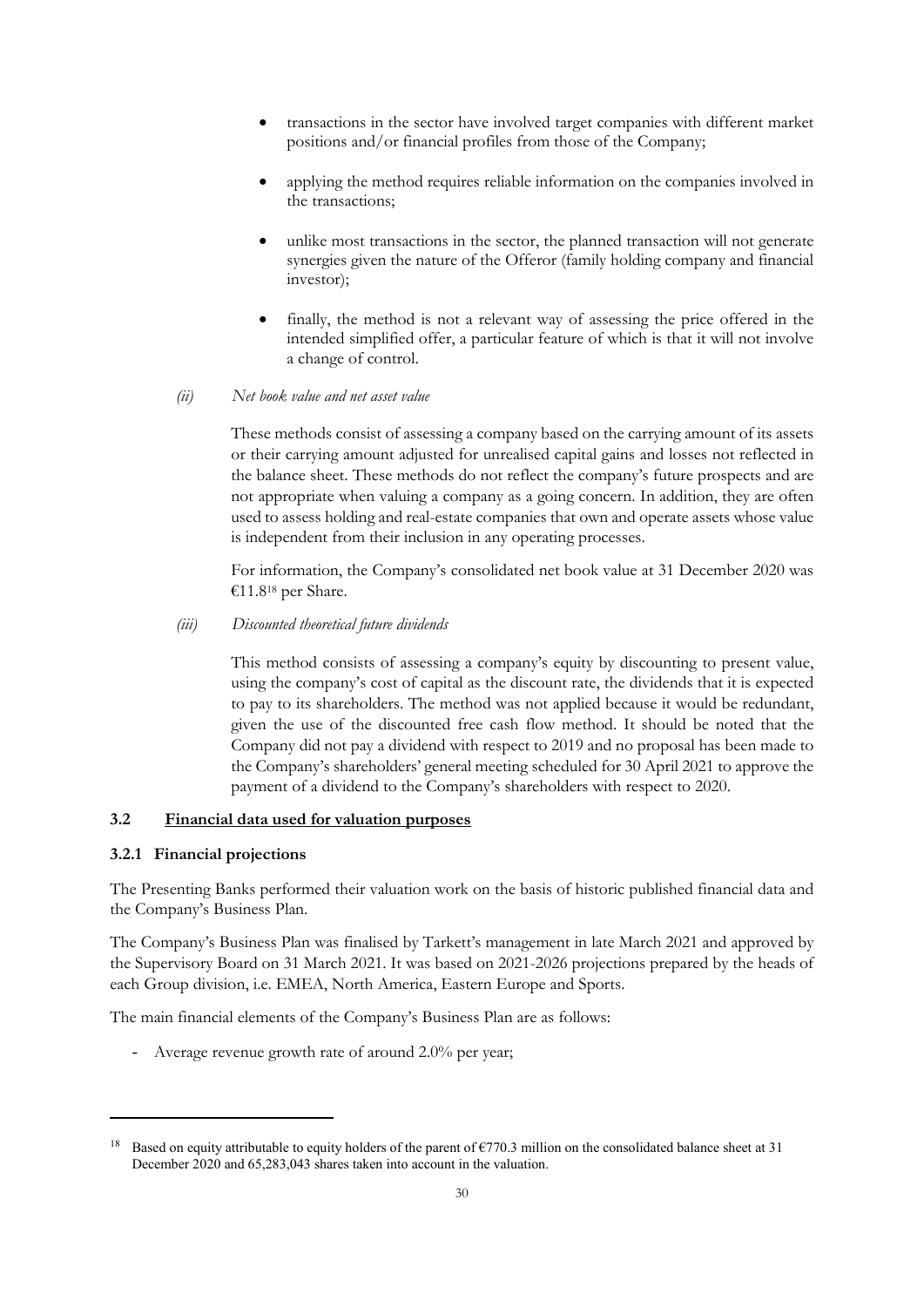- transactions in the sector have involved target companies with different market positions and/or financial profiles from those of the Company;
- applying the method requires reliable information on the companies involved in the transactions;
- unlike most transactions in the sector, the planned transaction will not generate synergies given the nature of the Offeror (family holding company and financial investor);
- finally, the method is not a relevant way of assessing the price offered in the intended simplified offer, a particular feature of which is that it will not involve a change of control.

*(ii) Net book value and net asset value*

These methods consist of assessing a company based on the carrying amount of its assets or their carrying amount adjusted for unrealised capital gains and losses not reflected in the balance sheet. These methods do not reflect the company's future prospects and are not appropriate when valuing a company as a going concern. In addition, they are often used to assess holding and real-estate companies that own and operate assets whose value is independent from their inclusion in any operating processes.

For information, the Company's consolidated net book value at 31 December 2020 was €11.8[18] per Share.

*(iii) Discounted theoretical future dividends*

This method consists of assessing a company's equity by discounting to present value, using the company's cost of capital as the discount rate, the dividends that it is expected to pay to its shareholders. The method was not applied because it would be redundant, given the use of the discounted free cash flow method. It should be noted that the Company did not pay a dividend with respect to 2019 and no proposal has been made to the Company's shareholders' general meeting scheduled for 30 April 2021 to approve the payment of a dividend to the Company's shareholders with respect to 2020.

## 3.2 Financial data used for valuation purposes

### 3.2.1 Financial projections

The Presenting Banks performed their valuation work on the basis of historic published financial data and the Company's Business Plan.

The Company's Business Plan was finalised by Tarkett's management in late March 2021 and approved by the Supervisory Board on 31 March 2021. It was based on 2021-2026 projections prepared by the heads of each Group division, i.e. EMEA, North America, Eastern Europe and Sports.

The main financial elements of the Company's Business Plan are as follows:

- Average revenue growth rate of around 2.0% per year;

---

[18] Based on equity attributable to equity holders of the parent of €770.3 million on the consolidated balance sheet at 31 December 2020 and 65,283,043 shares taken into account in the valuation.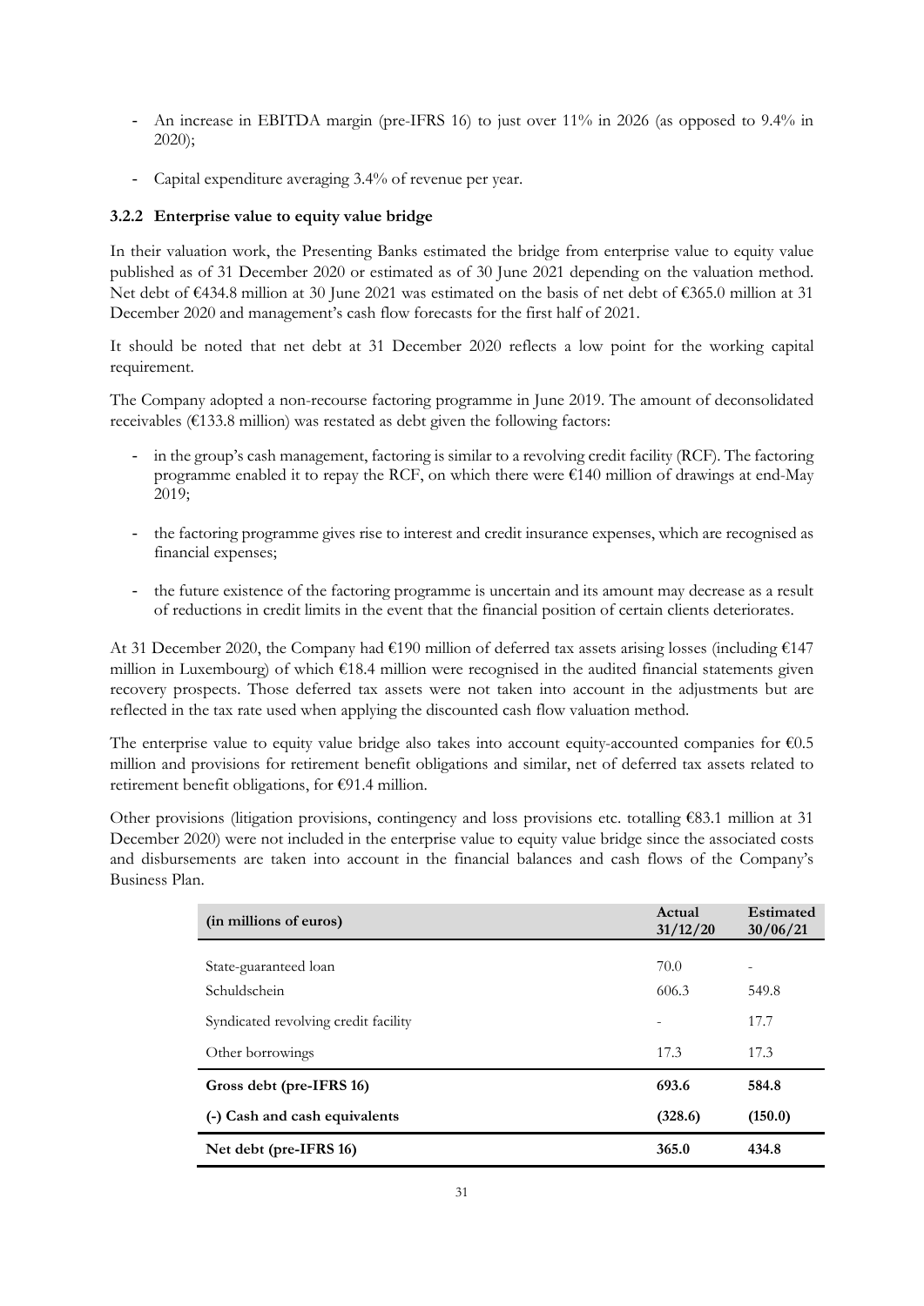- An increase in EBITDA margin (pre-IFRS 16) to just over 11% in 2026 (as opposed to 9.4% in 2020);
- Capital expenditure averaging 3.4% of revenue per year.

### 3.2.2 Enterprise value to equity value bridge

In their valuation work, the Presenting Banks estimated the bridge from enterprise value to equity value published as of 31 December 2020 or estimated as of 30 June 2021 depending on the valuation method. Net debt of €434.8 million at 30 June 2021 was estimated on the basis of net debt of €365.0 million at 31 December 2020 and management's cash flow forecasts for the first half of 2021.

It should be noted that net debt at 31 December 2020 reflects a low point for the working capital requirement.

The Company adopted a non-recourse factoring programme in June 2019. The amount of deconsolidated receivables (€133.8 million) was restated as debt given the following factors:

- in the group's cash management, factoring is similar to a revolving credit facility (RCF). The factoring programme enabled it to repay the RCF, on which there were €140 million of drawings at end-May 2019;
- the factoring programme gives rise to interest and credit insurance expenses, which are recognised as financial expenses;
- the future existence of the factoring programme is uncertain and its amount may decrease as a result of reductions in credit limits in the event that the financial position of certain clients deteriorates.

At 31 December 2020, the Company had €190 million of deferred tax assets arising losses (including €147 million in Luxembourg) of which €18.4 million were recognised in the audited financial statements given recovery prospects. Those deferred tax assets were not taken into account in the adjustments but are reflected in the tax rate used when applying the discounted cash flow valuation method.

The enterprise value to equity value bridge also takes into account equity-accounted companies for €0.5 million and provisions for retirement benefit obligations and similar, net of deferred tax assets related to retirement benefit obligations, for €91.4 million.

Other provisions (litigation provisions, contingency and loss provisions etc. totalling €83.1 million at 31 December 2020) were not included in the enterprise value to equity value bridge since the associated costs and disbursements are taken into account in the financial balances and cash flows of the Company's Business Plan.

| (in millions of euros) | Actual 31/12/20 | Estimated 30/06/21 |
|---|---|---|
| State-guaranteed loan | 70.0 | - |
| Schuldschein | 606.3 | 549.8 |
| Syndicated revolving credit facility | - | 17.7 |
| Other borrowings | 17.3 | 17.3 |
| **Gross debt (pre-IFRS 16)** | **693.6** | **584.8** |
| **(-) Cash and cash equivalents** | **(328.6)** | **(150.0)** |
| **Net debt (pre-IFRS 16)** | **365.0** | **434.8** |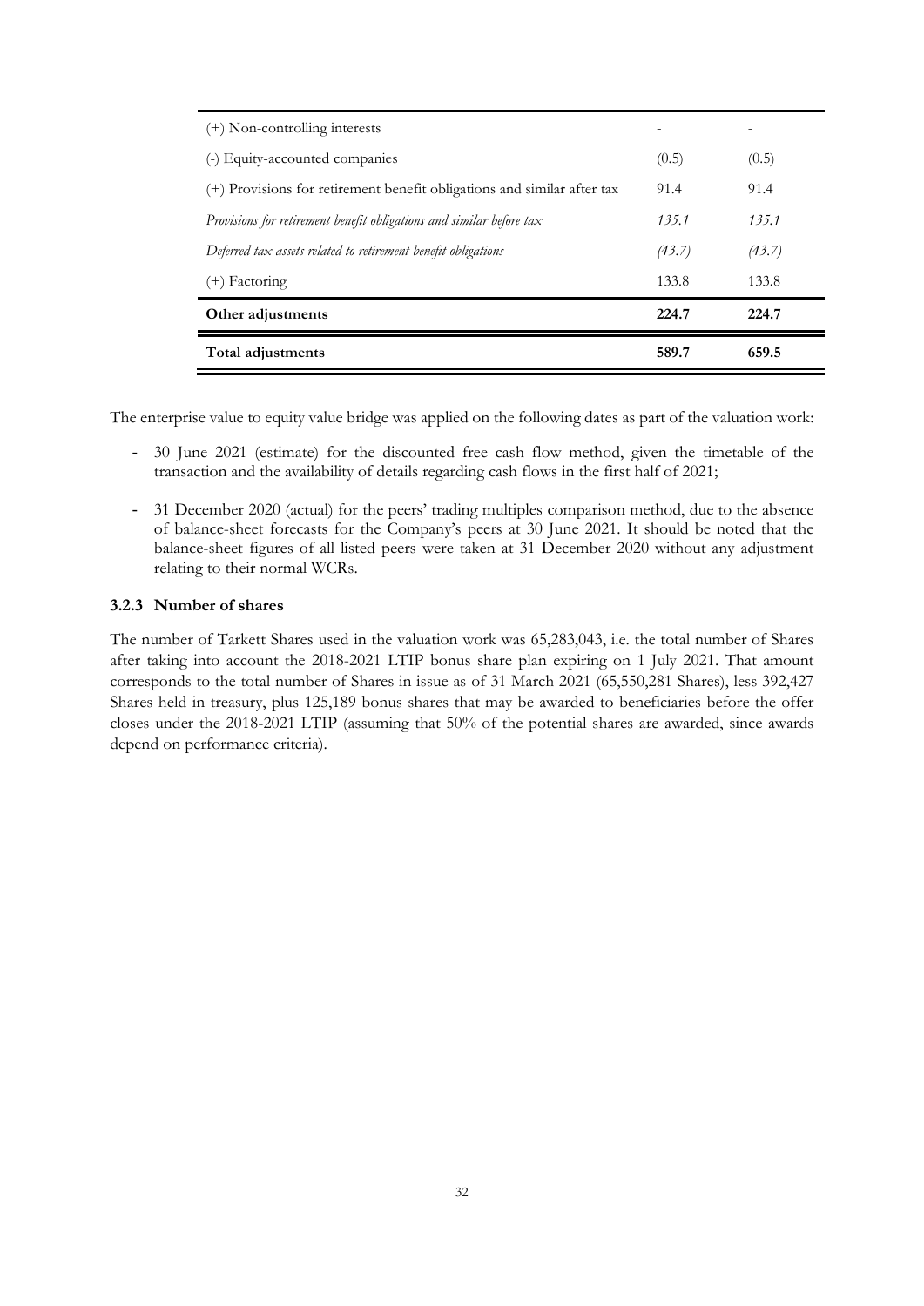| | | |
|---|---|---|
| (+) Non-controlling interests | - | - |
| (-) Equity-accounted companies | (0.5) | (0.5) |
| (+) Provisions for retirement benefit obligations and similar after tax | 91.4 | 91.4 |
| *Provisions for retirement benefit obligations and similar before tax* | *135.1* | *135.1* |
| *Deferred tax assets related to retirement benefit obligations* | *(43.7)* | *(43.7)* |
| (+) Factoring | 133.8 | 133.8 |
| **Other adjustments** | **224.7** | **224.7** |
| **Total adjustments** | **589.7** | **659.5** |

The enterprise value to equity value bridge was applied on the following dates as part of the valuation work:

- 30 June 2021 (estimate) for the discounted free cash flow method, given the timetable of the transaction and the availability of details regarding cash flows in the first half of 2021;
- 31 December 2020 (actual) for the peers' trading multiples comparison method, due to the absence of balance-sheet forecasts for the Company's peers at 30 June 2021. It should be noted that the balance-sheet figures of all listed peers were taken at 31 December 2020 without any adjustment relating to their normal WCRs.

### 3.2.3 Number of shares

The number of Tarkett Shares used in the valuation work was 65,283,043, i.e. the total number of Shares after taking into account the 2018-2021 LTIP bonus share plan expiring on 1 July 2021. That amount corresponds to the total number of Shares in issue as of 31 March 2021 (65,550,281 Shares), less 392,427 Shares held in treasury, plus 125,189 bonus shares that may be awarded to beneficiaries before the offer closes under the 2018-2021 LTIP (assuming that 50% of the potential shares are awarded, since awards depend on performance criteria).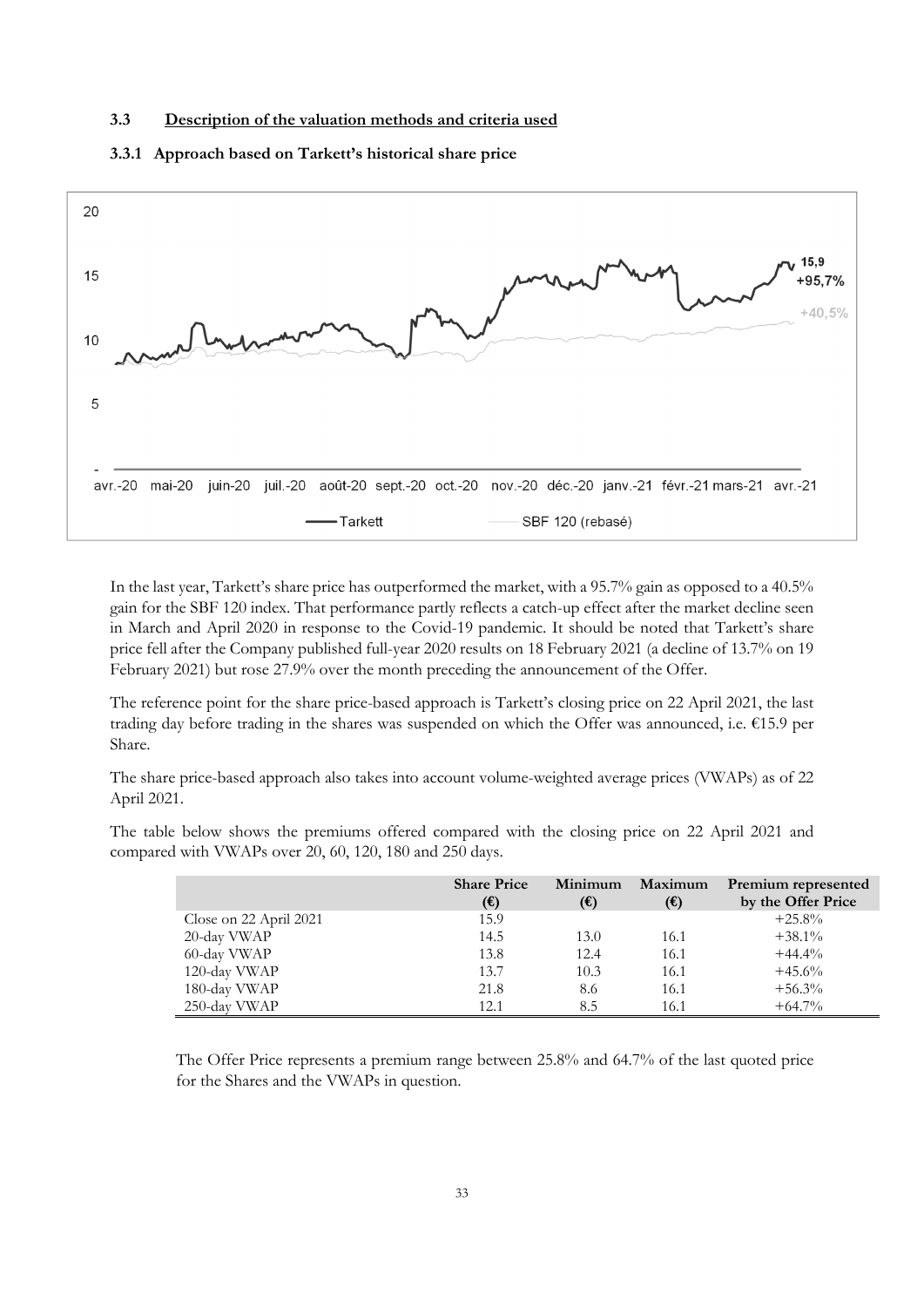### 3.3 Description of the valuation methods and criteria used

#### 3.3.1 Approach based on Tarkett's historical share price

In the last year, Tarkett's share price has outperformed the market, with a 95.7% gain as opposed to a 40.5% gain for the SBF 120 index. That performance partly reflects a catch-up effect after the market decline seen in March and April 2020 in response to the Covid-19 pandemic. It should be noted that Tarkett's share price fell after the Company published full-year 2020 results on 18 February 2021 (a decline of 13.7% on 19 February 2021) but rose 27.9% over the month preceding the announcement of the Offer.

The reference point for the share price-based approach is Tarkett's closing price on 22 April 2021, the last trading day before trading in the shares was suspended on which the Offer was announced, i.e. €15.9 per Share.

The share price-based approach also takes into account volume-weighted average prices (VWAPs) as of 22 April 2021.

The table below shows the premiums offered compared with the closing price on 22 April 2021 and compared with VWAPs over 20, 60, 120, 180 and 250 days.

| | Share Price (€) | Minimum (€) | Maximum (€) | Premium represented by the Offer Price |
|---|---|---|---|---|
| Close on 22 April 2021 | 15.9 | | | +25.8% |
| 20-day VWAP | 14.5 | 13.0 | 16.1 | +38.1% |
| 60-day VWAP | 13.8 | 12.4 | 16.1 | +44.4% |
| 120-day VWAP | 13.7 | 10.3 | 16.1 | +45.6% |
| 180-day VWAP | 21.8 | 8.6 | 16.1 | +56.3% |
| 250-day VWAP | 12.1 | 8.5 | 16.1 | +64.7% |

The Offer Price represents a premium range between 25.8% and 64.7% of the last quoted price for the Shares and the VWAPs in question.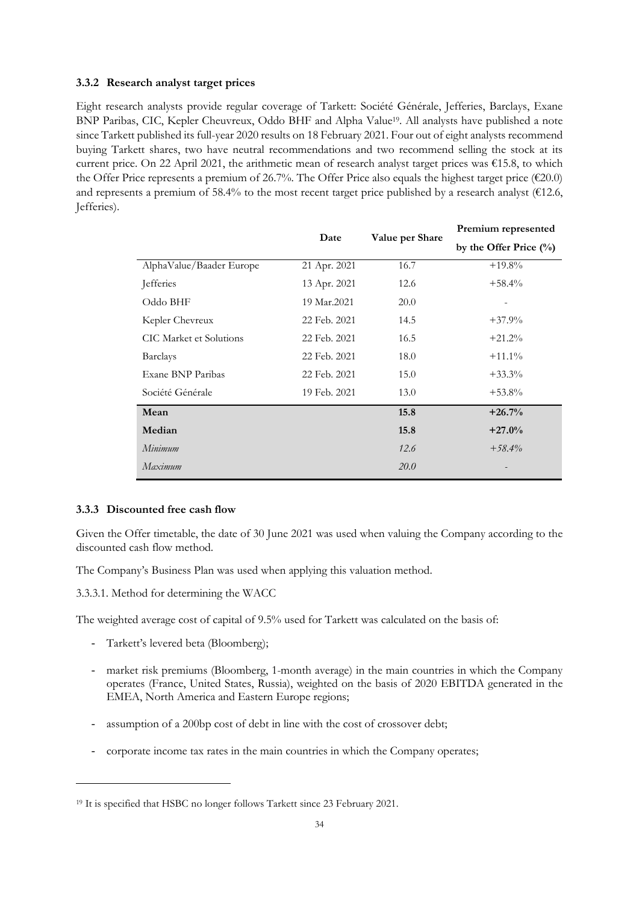### 3.3.2 Research analyst target prices

Eight research analysts provide regular coverage of Tarkett: Société Générale, Jefferies, Barclays, Exane BNP Paribas, CIC, Kepler Cheuvreux, Oddo BHF and Alpha Value[19]. All analysts have published a note since Tarkett published its full-year 2020 results on 18 February 2021. Four out of eight analysts recommend buying Tarkett shares, two have neutral recommendations and two recommend selling the stock at its current price. On 22 April 2021, the arithmetic mean of research analyst target prices was €15.8, to which the Offer Price represents a premium of 26.7%. The Offer Price also equals the highest target price (€20.0) and represents a premium of 58.4% to the most recent target price published by a research analyst (€12.6, Jefferies).

| | Date | Value per Share | Premium represented by the Offer Price (%) |
|---|---|---|---|
| AlphaValue/Baader Europe | 21 Apr. 2021 | 16.7 | +19.8% |
| Jefferies | 13 Apr. 2021 | 12.6 | +58.4% |
| Oddo BHF | 19 Mar.2021 | 20.0 | - |
| Kepler Chevreux | 22 Feb. 2021 | 14.5 | +37.9% |
| CIC Market et Solutions | 22 Feb. 2021 | 16.5 | +21.2% |
| Barclays | 22 Feb. 2021 | 18.0 | +11.1% |
| Exane BNP Paribas | 22 Feb. 2021 | 15.0 | +33.3% |
| Société Générale | 19 Feb. 2021 | 13.0 | +53.8% |
| **Mean** | | **15.8** | **+26.7%** |
| **Median** | | **15.8** | **+27.0%** |
| *Minimum* | | *12.6* | *+58.4%* |
| *Maximum* | | *20.0* | - |

### 3.3.3 Discounted free cash flow

Given the Offer timetable, the date of 30 June 2021 was used when valuing the Company according to the discounted cash flow method.

The Company's Business Plan was used when applying this valuation method.

3.3.3.1. Method for determining the WACC

The weighted average cost of capital of 9.5% used for Tarkett was calculated on the basis of:

- Tarkett's levered beta (Bloomberg);
- market risk premiums (Bloomberg, 1-month average) in the main countries in which the Company operates (France, United States, Russia), weighted on the basis of 2020 EBITDA generated in the EMEA, North America and Eastern Europe regions;
- assumption of a 200bp cost of debt in line with the cost of crossover debt;
- corporate income tax rates in the main countries in which the Company operates;

[19] It is specified that HSBC no longer follows Tarkett since 23 February 2021.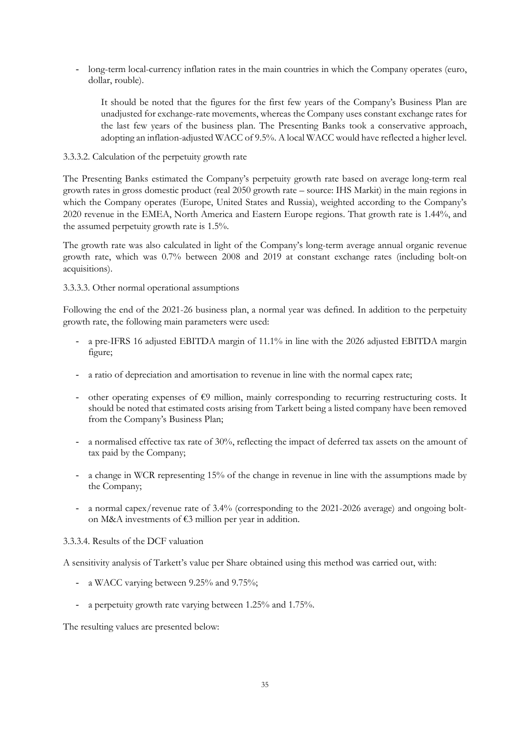- long-term local-currency inflation rates in the main countries in which the Company operates (euro, dollar, rouble).

  It should be noted that the figures for the first few years of the Company's Business Plan are unadjusted for exchange-rate movements, whereas the Company uses constant exchange rates for the last few years of the business plan. The Presenting Banks took a conservative approach, adopting an inflation-adjusted WACC of 9.5%. A local WACC would have reflected a higher level.

3.3.3.2. Calculation of the perpetuity growth rate

The Presenting Banks estimated the Company's perpetuity growth rate based on average long-term real growth rates in gross domestic product (real 2050 growth rate – source: IHS Markit) in the main regions in which the Company operates (Europe, United States and Russia), weighted according to the Company's 2020 revenue in the EMEA, North America and Eastern Europe regions. That growth rate is 1.44%, and the assumed perpetuity growth rate is 1.5%.

The growth rate was also calculated in light of the Company's long-term average annual organic revenue growth rate, which was 0.7% between 2008 and 2019 at constant exchange rates (including bolt-on acquisitions).

3.3.3.3. Other normal operational assumptions

Following the end of the 2021-26 business plan, a normal year was defined. In addition to the perpetuity growth rate, the following main parameters were used:

- a pre-IFRS 16 adjusted EBITDA margin of 11.1% in line with the 2026 adjusted EBITDA margin figure;
- a ratio of depreciation and amortisation to revenue in line with the normal capex rate;
- other operating expenses of €9 million, mainly corresponding to recurring restructuring costs. It should be noted that estimated costs arising from Tarkett being a listed company have been removed from the Company's Business Plan;
- a normalised effective tax rate of 30%, reflecting the impact of deferred tax assets on the amount of tax paid by the Company;
- a change in WCR representing 15% of the change in revenue in line with the assumptions made by the Company;
- a normal capex/revenue rate of 3.4% (corresponding to the 2021-2026 average) and ongoing bolt-on M&A investments of €3 million per year in addition.

3.3.3.4. Results of the DCF valuation

A sensitivity analysis of Tarkett's value per Share obtained using this method was carried out, with:

- a WACC varying between 9.25% and 9.75%;
- a perpetuity growth rate varying between 1.25% and 1.75%.

The resulting values are presented below: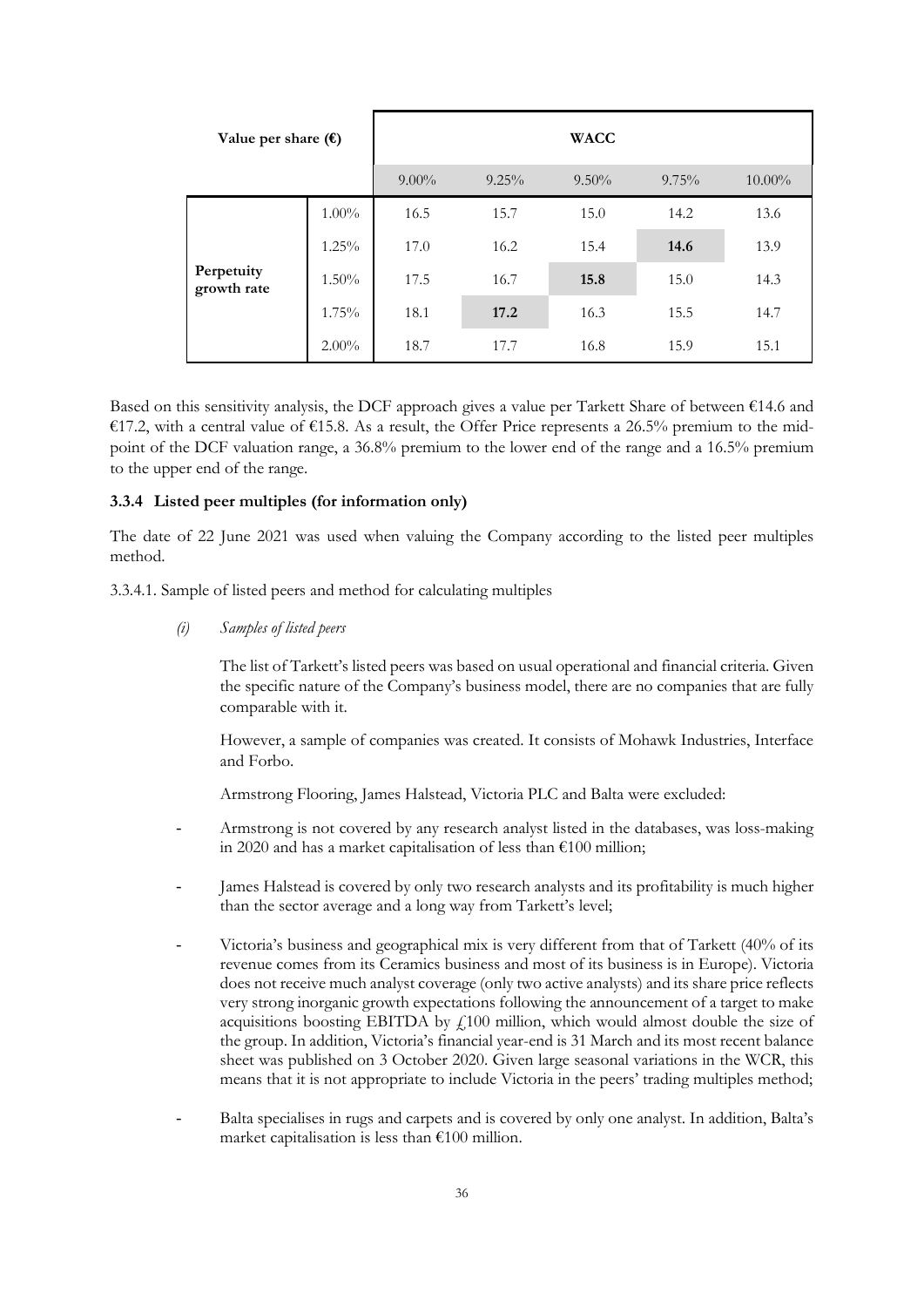| Value per share (€) | | WACC | | | | |
|---|---|---|---|---|---|---|
| | | 9.00% | 9.25% | 9.50% | 9.75% | 10.00% |
| Perpetuity growth rate | 1.00% | 16.5 | 15.7 | 15.0 | 14.2 | 13.6 |
| | 1.25% | 17.0 | 16.2 | 15.4 | **14.6** | 13.9 |
| | 1.50% | 17.5 | 16.7 | **15.8** | 15.0 | 14.3 |
| | 1.75% | 18.1 | **17.2** | 16.3 | 15.5 | 14.7 |
| | 2.00% | 18.7 | 17.7 | 16.8 | 15.9 | 15.1 |

Based on this sensitivity analysis, the DCF approach gives a value per Tarkett Share of between €14.6 and €17.2, with a central value of €15.8. As a result, the Offer Price represents a 26.5% premium to the mid-point of the DCF valuation range, a 36.8% premium to the lower end of the range and a 16.5% premium to the upper end of the range.

### 3.3.4 Listed peer multiples (for information only)

The date of 22 June 2021 was used when valuing the Company according to the listed peer multiples method.

3.3.4.1. Sample of listed peers and method for calculating multiples

*(i) Samples of listed peers*

The list of Tarkett's listed peers was based on usual operational and financial criteria. Given the specific nature of the Company's business model, there are no companies that are fully comparable with it.

However, a sample of companies was created. It consists of Mohawk Industries, Interface and Forbo.

Armstrong Flooring, James Halstead, Victoria PLC and Balta were excluded:

- Armstrong is not covered by any research analyst listed in the databases, was loss-making in 2020 and has a market capitalisation of less than €100 million;
- James Halstead is covered by only two research analysts and its profitability is much higher than the sector average and a long way from Tarkett's level;
- Victoria's business and geographical mix is very different from that of Tarkett (40% of its revenue comes from its Ceramics business and most of its business is in Europe). Victoria does not receive much analyst coverage (only two active analysts) and its share price reflects very strong inorganic growth expectations following the announcement of a target to make acquisitions boosting EBITDA by £100 million, which would almost double the size of the group. In addition, Victoria's financial year-end is 31 March and its most recent balance sheet was published on 3 October 2020. Given large seasonal variations in the WCR, this means that it is not appropriate to include Victoria in the peers' trading multiples method;
- Balta specialises in rugs and carpets and is covered by only one analyst. In addition, Balta's market capitalisation is less than €100 million.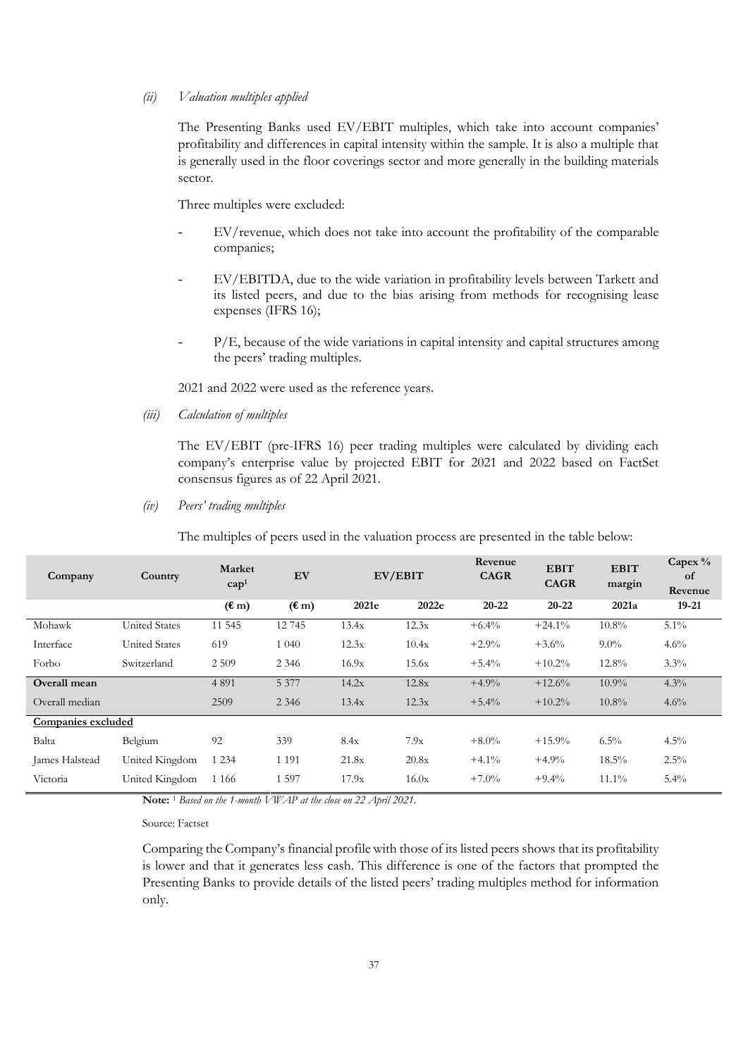*(ii) Valuation multiples applied*

The Presenting Banks used EV/EBIT multiples, which take into account companies' profitability and differences in capital intensity within the sample. It is also a multiple that is generally used in the floor coverings sector and more generally in the building materials sector.

Three multiples were excluded:

- EV/revenue, which does not take into account the profitability of the comparable companies;
- EV/EBITDA, due to the wide variation in profitability levels between Tarkett and its listed peers, and due to the bias arising from methods for recognising lease expenses (IFRS 16);
- P/E, because of the wide variations in capital intensity and capital structures among the peers' trading multiples.

2021 and 2022 were used as the reference years.

*(iii) Calculation of multiples*

The EV/EBIT (pre-IFRS 16) peer trading multiples were calculated by dividing each company's enterprise value by projected EBIT for 2021 and 2022 based on FactSet consensus figures as of 22 April 2021.

*(iv) Peers' trading multiples*

The multiples of peers used in the valuation process are presented in the table below:

| Company | Country | Market cap[1] | EV | EV/EBIT | | Revenue CAGR | EBIT CAGR | EBIT margin | Capex % of Revenue |
|---|---|---|---|---|---|---|---|---|---|
| | | (€ m) | (€ m) | 2021e | 2022e | 20-22 | 20-22 | 2021a | 19-21 |
| Mohawk | United States | 11 545 | 12 745 | 13.4x | 12.3x | +6.4% | +24.1% | 10.8% | 5.1% |
| Interface | United States | 619 | 1 040 | 12.3x | 10.4x | +2.9% | +3.6% | 9.0% | 4.6% |
| Forbo | Switzerland | 2 509 | 2 346 | 16.9x | 15.6x | +5.4% | +10.2% | 12.8% | 3.3% |
| **Overall mean** | | 4 891 | 5 377 | 14.2x | 12.8x | +4.9% | +12.6% | 10.9% | 4.3% |
| Overall median | | 2509 | 2 346 | 13.4x | 12.3x | +5.4% | +10.2% | 10.8% | 4.6% |
| **Companies excluded** | | | | | | | | | |
| Balta | Belgium | 92 | 339 | 8.4x | 7.9x | +8.0% | +15.9% | 6.5% | 4.5% |
| James Halstead | United Kingdom | 1 234 | 1 191 | 21.8x | 20.8x | +4.1% | +4.9% | 18.5% | 2.5% |
| Victoria | United Kingdom | 1 166 | 1 597 | 17.9x | 16.0x | +7.0% | +9.4% | 11.1% | 5.4% |

**Note:** [1] *Based on the 1-month VWAP at the close on 22 April 2021.*

Source: Factset

Comparing the Company's financial profile with those of its listed peers shows that its profitability is lower and that it generates less cash. This difference is one of the factors that prompted the Presenting Banks to provide details of the listed peers' trading multiples method for information only.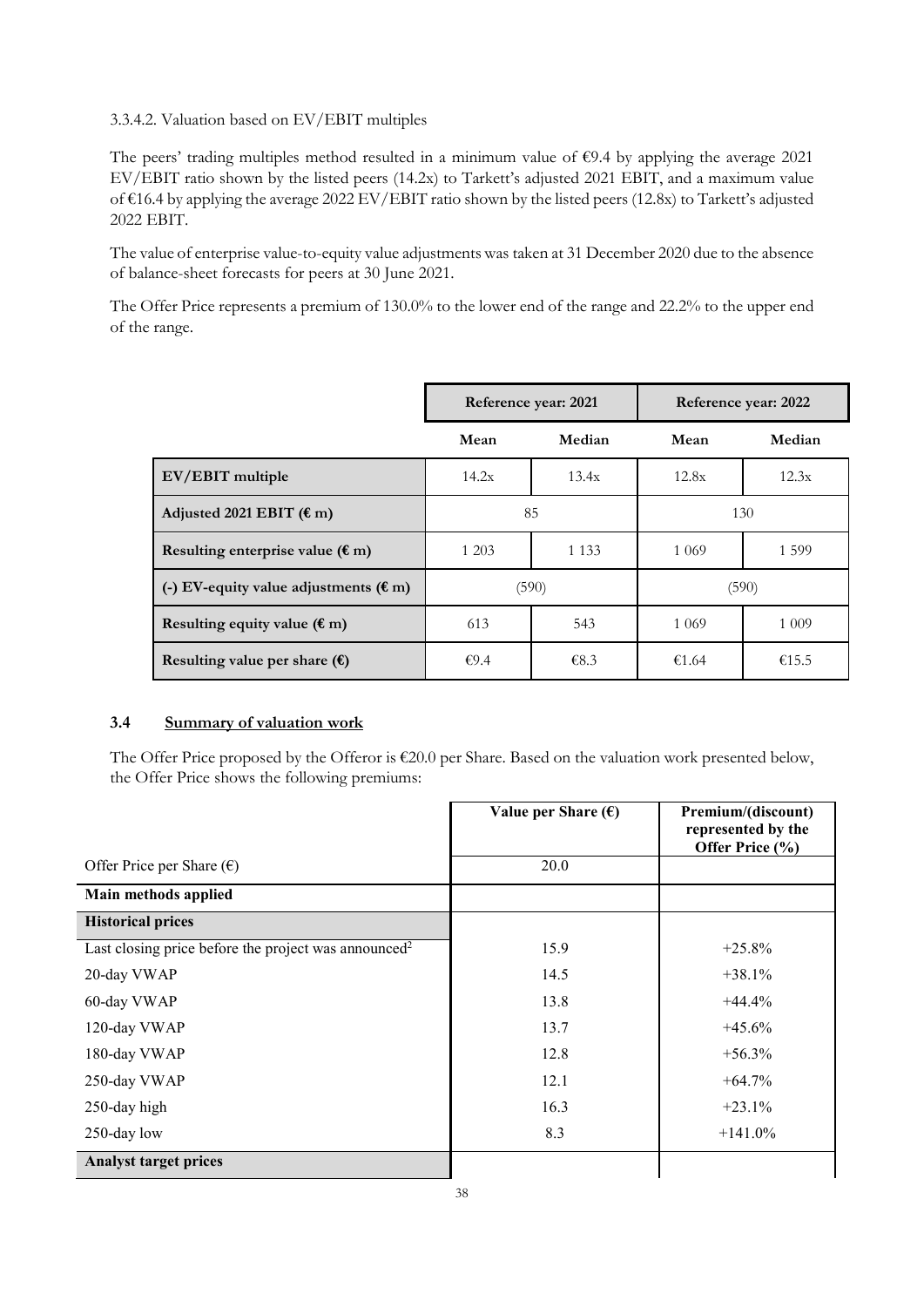3.3.4.2. Valuation based on EV/EBIT multiples

The peers' trading multiples method resulted in a minimum value of €9.4 by applying the average 2021 EV/EBIT ratio shown by the listed peers (14.2x) to Tarkett's adjusted 2021 EBIT, and a maximum value of €16.4 by applying the average 2022 EV/EBIT ratio shown by the listed peers (12.8x) to Tarkett's adjusted 2022 EBIT.

The value of enterprise value-to-equity value adjustments was taken at 31 December 2020 due to the absence of balance-sheet forecasts for peers at 30 June 2021.

The Offer Price represents a premium of 130.0% to the lower end of the range and 22.2% to the upper end of the range.

| | Reference year: 2021 | | Reference year: 2022 | |
|---|---|---|---|---|
| | **Mean** | **Median** | **Mean** | **Median** |
| **EV/EBIT multiple** | 14.2x | 13.4x | 12.8x | 12.3x |
| **Adjusted 2021 EBIT (€ m)** | 85 | | 130 | |
| **Resulting enterprise value (€ m)** | 1 203 | 1 133 | 1 069 | 1 599 |
| **(-) EV-equity value adjustments (€ m)** | (590) | | (590) | |
| **Resulting equity value (€ m)** | 613 | 543 | 1 069 | 1 009 |
| **Resulting value per share (€)** | €9.4 | €8.3 | €1.64 | €15.5 |

### 3.4 Summary of valuation work

The Offer Price proposed by the Offeror is €20.0 per Share. Based on the valuation work presented below, the Offer Price shows the following premiums:

| | Value per Share (€) | Premium/(discount) represented by the Offer Price (%) |
|---|---|---|
| Offer Price per Share (€) | 20.0 | |
| **Main methods applied** | | |
| **Historical prices** | | |
| Last closing price before the project was announced[2] | 15.9 | +25.8% |
| 20-day VWAP | 14.5 | +38.1% |
| 60-day VWAP | 13.8 | +44.4% |
| 120-day VWAP | 13.7 | +45.6% |
| 180-day VWAP | 12.8 | +56.3% |
| 250-day VWAP | 12.1 | +64.7% |
| 250-day high | 16.3 | +23.1% |
| 250-day low | 8.3 | +141.0% |
| **Analyst target prices** | | |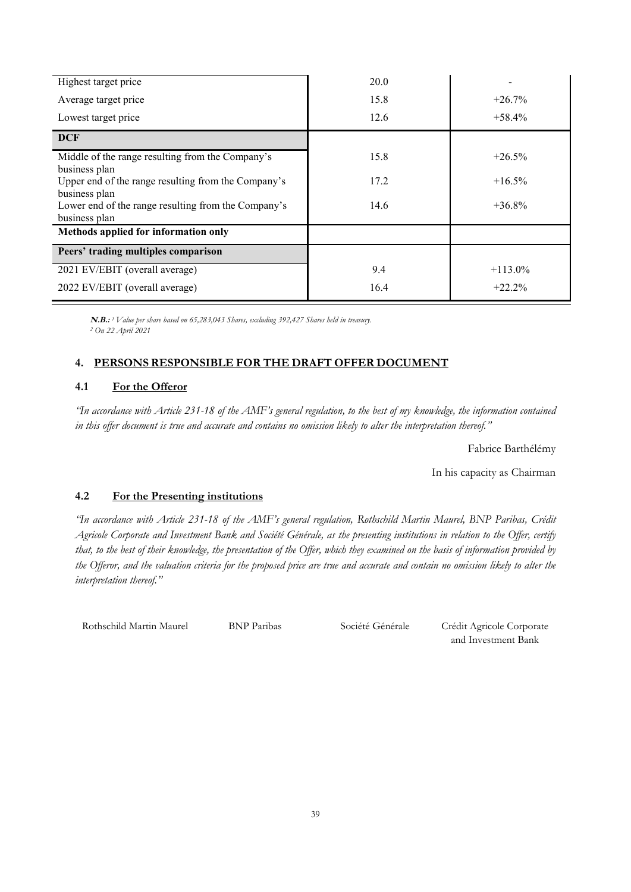| | | |
|---|---|---|
| Highest target price | 20.0 | - |
| Average target price | 15.8 | +26.7% |
| Lowest target price | 12.6 | +58.4% |
| **DCF** | | |
| Middle of the range resulting from the Company's business plan | 15.8 | +26.5% |
| Upper end of the range resulting from the Company's business plan | 17.2 | +16.5% |
| Lower end of the range resulting from the Company's business plan | 14.6 | +36.8% |
| **Methods applied for information only** | | |
| **Peers' trading multiples comparison** | | |
| 2021 EV/EBIT (overall average) | 9.4 | +113.0% |
| 2022 EV/EBIT (overall average) | 16.4 | +22.2% |

***N.B.:*** *[1] Value per share based on 65,283,043 Shares, excluding 392,427 Shares held in treasury.*
*[2] On 22 April 2021*

## 4. PERSONS RESPONSIBLE FOR THE DRAFT OFFER DOCUMENT

### 4.1 For the Offeror

*"In accordance with Article 231-18 of the AMF's general regulation, to the best of my knowledge, the information contained in this offer document is true and accurate and contains no omission likely to alter the interpretation thereof."*

Fabrice Barthélémy

In his capacity as Chairman

### 4.2 For the Presenting institutions

*"In accordance with Article 231-18 of the AMF's general regulation, Rothschild Martin Maurel, BNP Paribas, Crédit Agricole Corporate and Investment Bank and Société Générale, as the presenting institutions in relation to the Offer, certify that, to the best of their knowledge, the presentation of the Offer, which they examined on the basis of information provided by the Offeror, and the valuation criteria for the proposed price are true and accurate and contain no omission likely to alter the interpretation thereof."*

Rothschild Martin Maurel

BNP Paribas

Société Générale

Crédit Agricole Corporate and Investment Bank